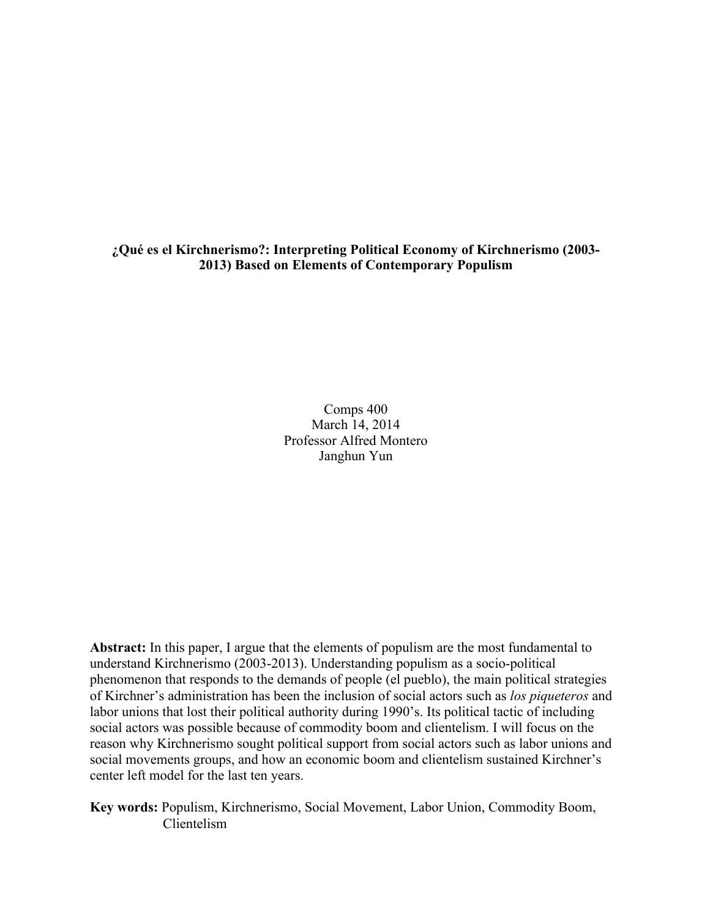# ¿Qué es el Kirchnerismo?: Interpreting Political Economy of Kirchnerismo (2003-2013) Based on Elements of Contemporary Populism

Comps 400
March 14, 2014
Professor Alfred Montero
Janghun Yun

**Abstract:** In this paper, I argue that the elements of populism are the most fundamental to understand Kirchnerismo (2003-2013). Understanding populism as a socio-political phenomenon that responds to the demands of people (el pueblo), the main political strategies of Kirchner's administration has been the inclusion of social actors such as *los piqueteros* and labor unions that lost their political authority during 1990's. Its political tactic of including social actors was possible because of commodity boom and clientelism. I will focus on the reason why Kirchnerismo sought political support from social actors such as labor unions and social movements groups, and how an economic boom and clientelism sustained Kirchner's center left model for the last ten years.

**Key words:** Populism, Kirchnerismo, Social Movement, Labor Union, Commodity Boom, Clientelism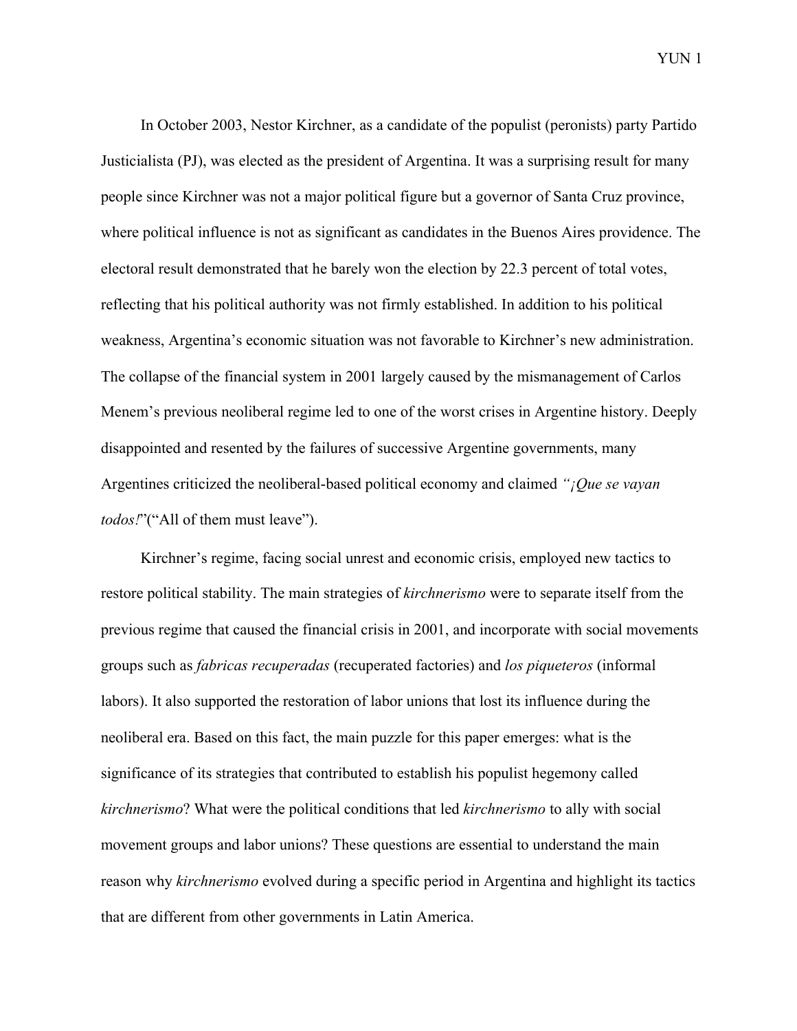In October 2003, Nestor Kirchner, as a candidate of the populist (peronists) party Partido Justicialista (PJ), was elected as the president of Argentina. It was a surprising result for many people since Kirchner was not a major political figure but a governor of Santa Cruz province, where political influence is not as significant as candidates in the Buenos Aires providence. The electoral result demonstrated that he barely won the election by 22.3 percent of total votes, reflecting that his political authority was not firmly established. In addition to his political weakness, Argentina's economic situation was not favorable to Kirchner's new administration. The collapse of the financial system in 2001 largely caused by the mismanagement of Carlos Menem's previous neoliberal regime led to one of the worst crises in Argentine history. Deeply disappointed and resented by the failures of successive Argentine governments, many Argentines criticized the neoliberal-based political economy and claimed *"¡Que se vayan todos!*"("All of them must leave").

Kirchner's regime, facing social unrest and economic crisis, employed new tactics to restore political stability. The main strategies of *kirchnerismo* were to separate itself from the previous regime that caused the financial crisis in 2001, and incorporate with social movements groups such as *fabricas recuperadas* (recuperated factories) and *los piqueteros* (informal labors). It also supported the restoration of labor unions that lost its influence during the neoliberal era. Based on this fact, the main puzzle for this paper emerges: what is the significance of its strategies that contributed to establish his populist hegemony called *kirchnerismo*? What were the political conditions that led *kirchnerismo* to ally with social movement groups and labor unions? These questions are essential to understand the main reason why *kirchnerismo* evolved during a specific period in Argentina and highlight its tactics that are different from other governments in Latin America.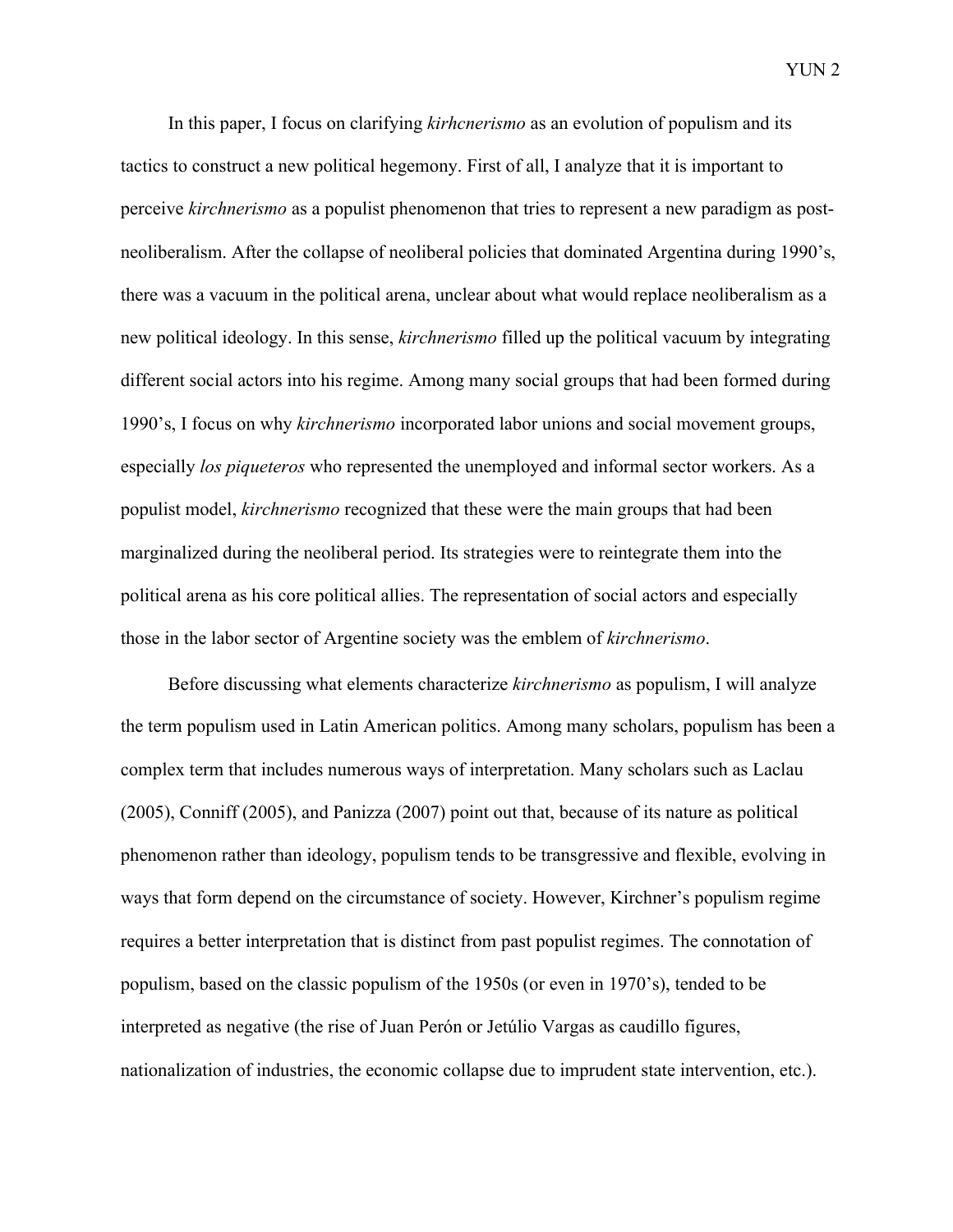In this paper, I focus on clarifying *kirhcnerismo* as an evolution of populism and its tactics to construct a new political hegemony. First of all, I analyze that it is important to perceive *kirchnerismo* as a populist phenomenon that tries to represent a new paradigm as post-neoliberalism. After the collapse of neoliberal policies that dominated Argentina during 1990's, there was a vacuum in the political arena, unclear about what would replace neoliberalism as a new political ideology. In this sense, *kirchnerismo* filled up the political vacuum by integrating different social actors into his regime. Among many social groups that had been formed during 1990's, I focus on why *kirchnerismo* incorporated labor unions and social movement groups, especially *los piqueteros* who represented the unemployed and informal sector workers. As a populist model, *kirchnerismo* recognized that these were the main groups that had been marginalized during the neoliberal period. Its strategies were to reintegrate them into the political arena as his core political allies. The representation of social actors and especially those in the labor sector of Argentine society was the emblem of *kirchnerismo*.

Before discussing what elements characterize *kirchnerismo* as populism, I will analyze the term populism used in Latin American politics. Among many scholars, populism has been a complex term that includes numerous ways of interpretation. Many scholars such as Laclau (2005), Conniff (2005), and Panizza (2007) point out that, because of its nature as political phenomenon rather than ideology, populism tends to be transgressive and flexible, evolving in ways that form depend on the circumstance of society. However, Kirchner's populism regime requires a better interpretation that is distinct from past populist regimes. The connotation of populism, based on the classic populism of the 1950s (or even in 1970's), tended to be interpreted as negative (the rise of Juan Perón or Jetúlio Vargas as caudillo figures, nationalization of industries, the economic collapse due to imprudent state intervention, etc.).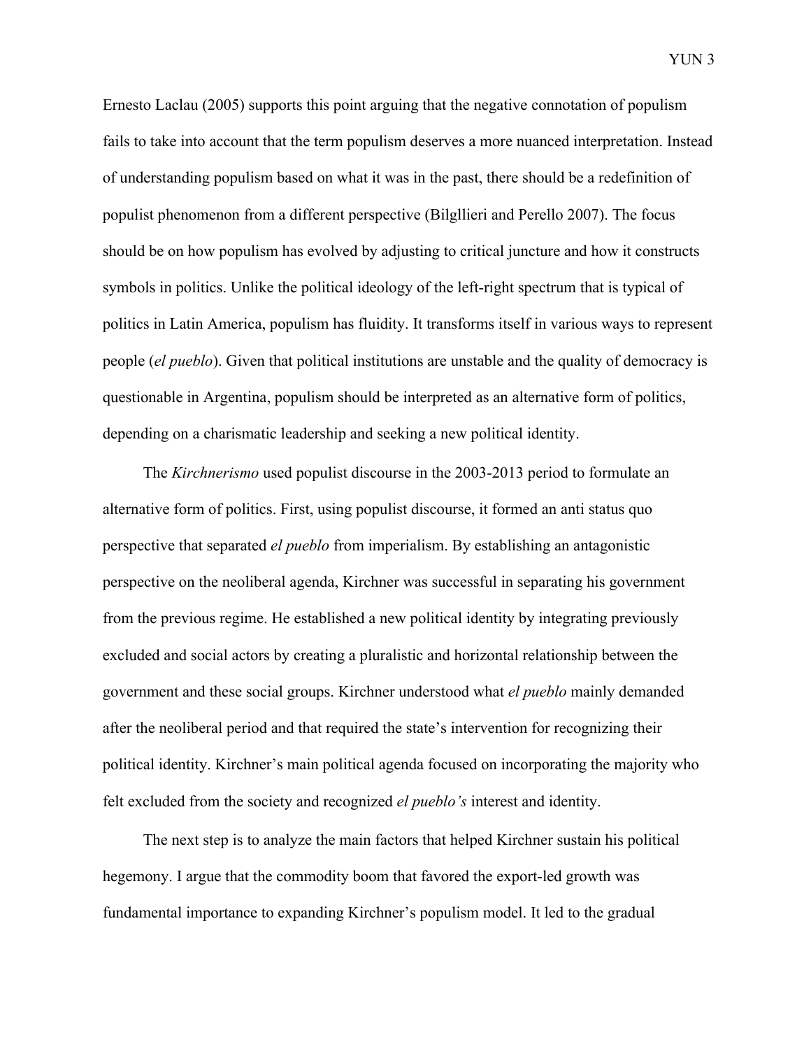Ernesto Laclau (2005) supports this point arguing that the negative connotation of populism fails to take into account that the term populism deserves a more nuanced interpretation. Instead of understanding populism based on what it was in the past, there should be a redefinition of populist phenomenon from a different perspective (Bilgllieri and Perello 2007). The focus should be on how populism has evolved by adjusting to critical juncture and how it constructs symbols in politics. Unlike the political ideology of the left-right spectrum that is typical of politics in Latin America, populism has fluidity. It transforms itself in various ways to represent people (*el pueblo*). Given that political institutions are unstable and the quality of democracy is questionable in Argentina, populism should be interpreted as an alternative form of politics, depending on a charismatic leadership and seeking a new political identity.

The *Kirchnerismo* used populist discourse in the 2003-2013 period to formulate an alternative form of politics. First, using populist discourse, it formed an anti status quo perspective that separated *el pueblo* from imperialism. By establishing an antagonistic perspective on the neoliberal agenda, Kirchner was successful in separating his government from the previous regime. He established a new political identity by integrating previously excluded and social actors by creating a pluralistic and horizontal relationship between the government and these social groups. Kirchner understood what *el pueblo* mainly demanded after the neoliberal period and that required the state's intervention for recognizing their political identity. Kirchner's main political agenda focused on incorporating the majority who felt excluded from the society and recognized *el pueblo's* interest and identity.

The next step is to analyze the main factors that helped Kirchner sustain his political hegemony. I argue that the commodity boom that favored the export-led growth was fundamental importance to expanding Kirchner's populism model. It led to the gradual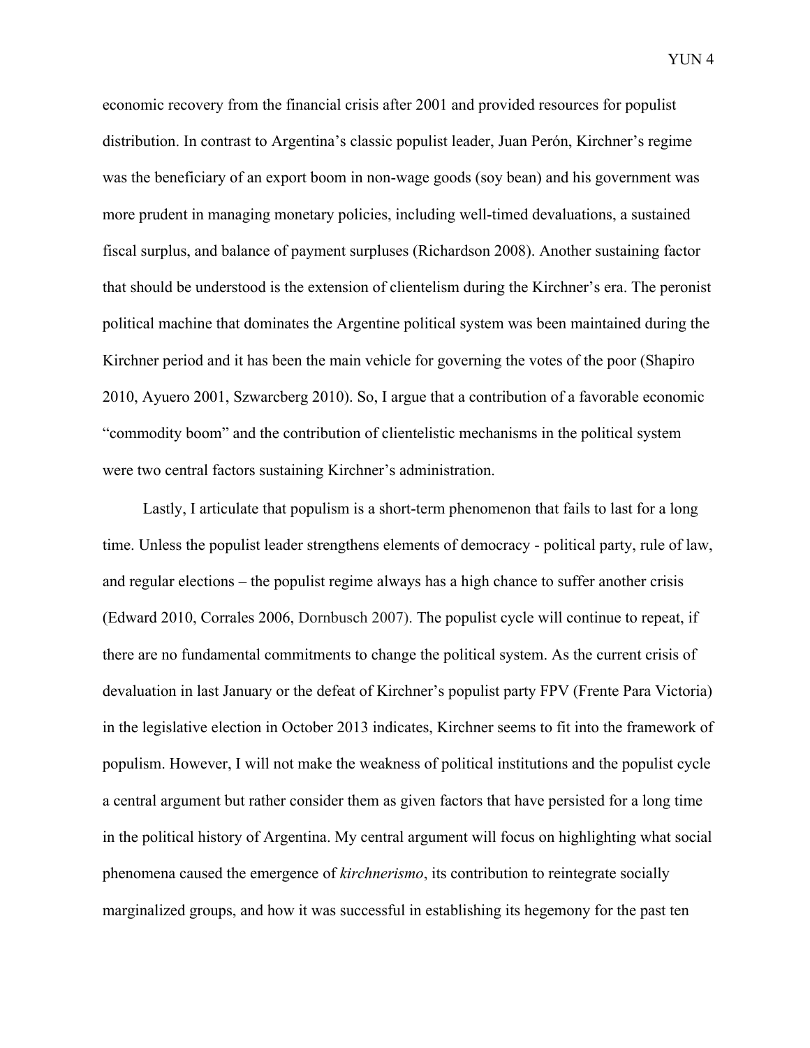economic recovery from the financial crisis after 2001 and provided resources for populist distribution. In contrast to Argentina's classic populist leader, Juan Perón, Kirchner's regime was the beneficiary of an export boom in non-wage goods (soy bean) and his government was more prudent in managing monetary policies, including well-timed devaluations, a sustained fiscal surplus, and balance of payment surpluses (Richardson 2008). Another sustaining factor that should be understood is the extension of clientelism during the Kirchner's era. The peronist political machine that dominates the Argentine political system was been maintained during the Kirchner period and it has been the main vehicle for governing the votes of the poor (Shapiro 2010, Ayuero 2001, Szwarcberg 2010). So, I argue that a contribution of a favorable economic "commodity boom" and the contribution of clientelistic mechanisms in the political system were two central factors sustaining Kirchner's administration.

Lastly, I articulate that populism is a short-term phenomenon that fails to last for a long time. Unless the populist leader strengthens elements of democracy - political party, rule of law, and regular elections – the populist regime always has a high chance to suffer another crisis (Edward 2010, Corrales 2006, Dornbusch 2007). The populist cycle will continue to repeat, if there are no fundamental commitments to change the political system. As the current crisis of devaluation in last January or the defeat of Kirchner's populist party FPV (Frente Para Victoria) in the legislative election in October 2013 indicates, Kirchner seems to fit into the framework of populism. However, I will not make the weakness of political institutions and the populist cycle a central argument but rather consider them as given factors that have persisted for a long time in the political history of Argentina. My central argument will focus on highlighting what social phenomena caused the emergence of *kirchnerismo*, its contribution to reintegrate socially marginalized groups, and how it was successful in establishing its hegemony for the past ten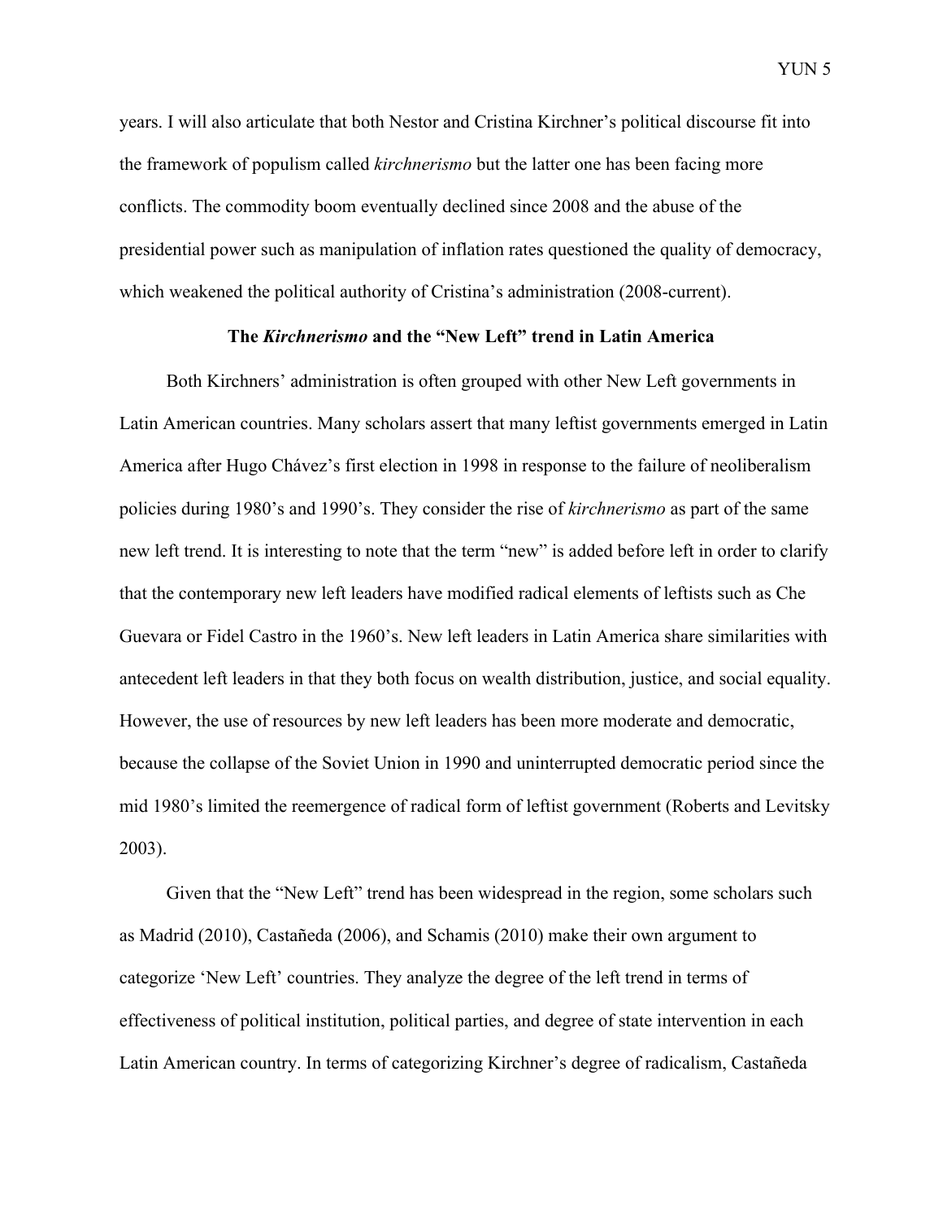years. I will also articulate that both Nestor and Cristina Kirchner's political discourse fit into the framework of populism called *kirchnerismo* but the latter one has been facing more conflicts. The commodity boom eventually declined since 2008 and the abuse of the presidential power such as manipulation of inflation rates questioned the quality of democracy, which weakened the political authority of Cristina's administration (2008-current).

## The *Kirchnerismo* and the "New Left" trend in Latin America

Both Kirchners' administration is often grouped with other New Left governments in Latin American countries. Many scholars assert that many leftist governments emerged in Latin America after Hugo Chávez's first election in 1998 in response to the failure of neoliberalism policies during 1980's and 1990's. They consider the rise of *kirchnerismo* as part of the same new left trend. It is interesting to note that the term "new" is added before left in order to clarify that the contemporary new left leaders have modified radical elements of leftists such as Che Guevara or Fidel Castro in the 1960's. New left leaders in Latin America share similarities with antecedent left leaders in that they both focus on wealth distribution, justice, and social equality. However, the use of resources by new left leaders has been more moderate and democratic, because the collapse of the Soviet Union in 1990 and uninterrupted democratic period since the mid 1980's limited the reemergence of radical form of leftist government (Roberts and Levitsky 2003).

Given that the "New Left" trend has been widespread in the region, some scholars such as Madrid (2010), Castañeda (2006), and Schamis (2010) make their own argument to categorize 'New Left' countries. They analyze the degree of the left trend in terms of effectiveness of political institution, political parties, and degree of state intervention in each Latin American country. In terms of categorizing Kirchner's degree of radicalism, Castañeda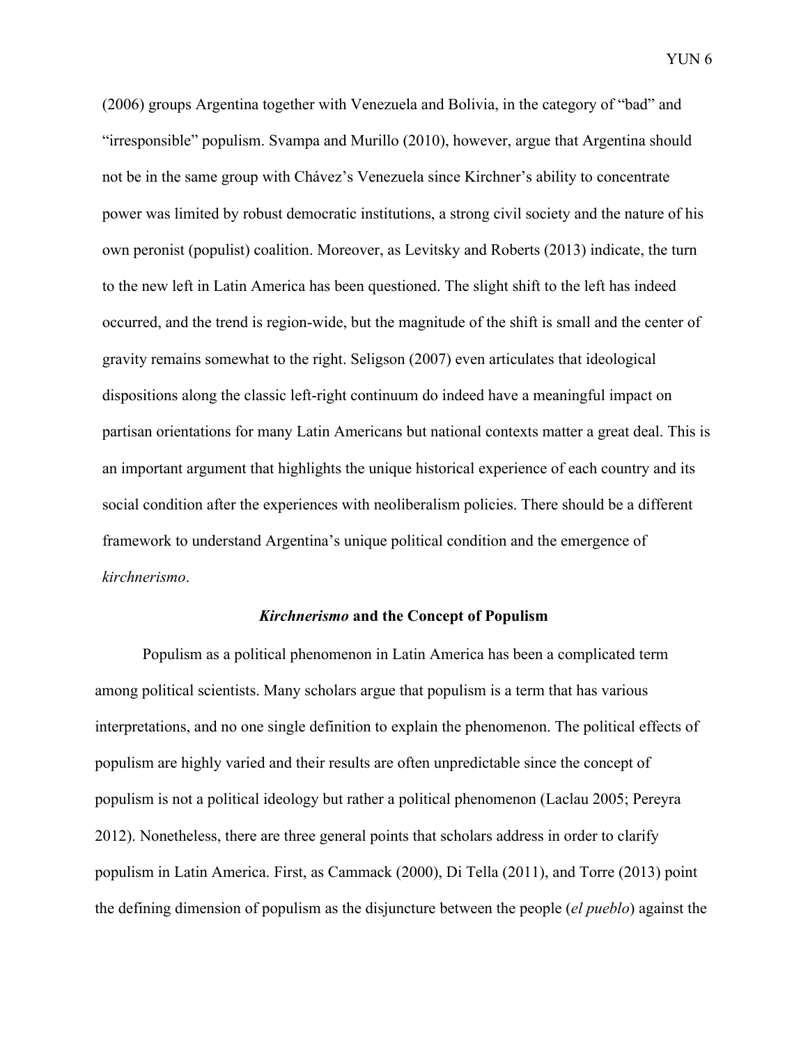(2006) groups Argentina together with Venezuela and Bolivia, in the category of "bad" and "irresponsible" populism. Svampa and Murillo (2010), however, argue that Argentina should not be in the same group with Chávez's Venezuela since Kirchner's ability to concentrate power was limited by robust democratic institutions, a strong civil society and the nature of his own peronist (populist) coalition. Moreover, as Levitsky and Roberts (2013) indicate, the turn to the new left in Latin America has been questioned. The slight shift to the left has indeed occurred, and the trend is region-wide, but the magnitude of the shift is small and the center of gravity remains somewhat to the right. Seligson (2007) even articulates that ideological dispositions along the classic left-right continuum do indeed have a meaningful impact on partisan orientations for many Latin Americans but national contexts matter a great deal. This is an important argument that highlights the unique historical experience of each country and its social condition after the experiences with neoliberalism policies. There should be a different framework to understand Argentina's unique political condition and the emergence of *kirchnerismo*.

### ***Kirchnerismo* and the Concept of Populism**

Populism as a political phenomenon in Latin America has been a complicated term among political scientists. Many scholars argue that populism is a term that has various interpretations, and no one single definition to explain the phenomenon. The political effects of populism are highly varied and their results are often unpredictable since the concept of populism is not a political ideology but rather a political phenomenon (Laclau 2005; Pereyra 2012). Nonetheless, there are three general points that scholars address in order to clarify populism in Latin America. First, as Cammack (2000), Di Tella (2011), and Torre (2013) point the defining dimension of populism as the disjuncture between the people (*el pueblo*) against the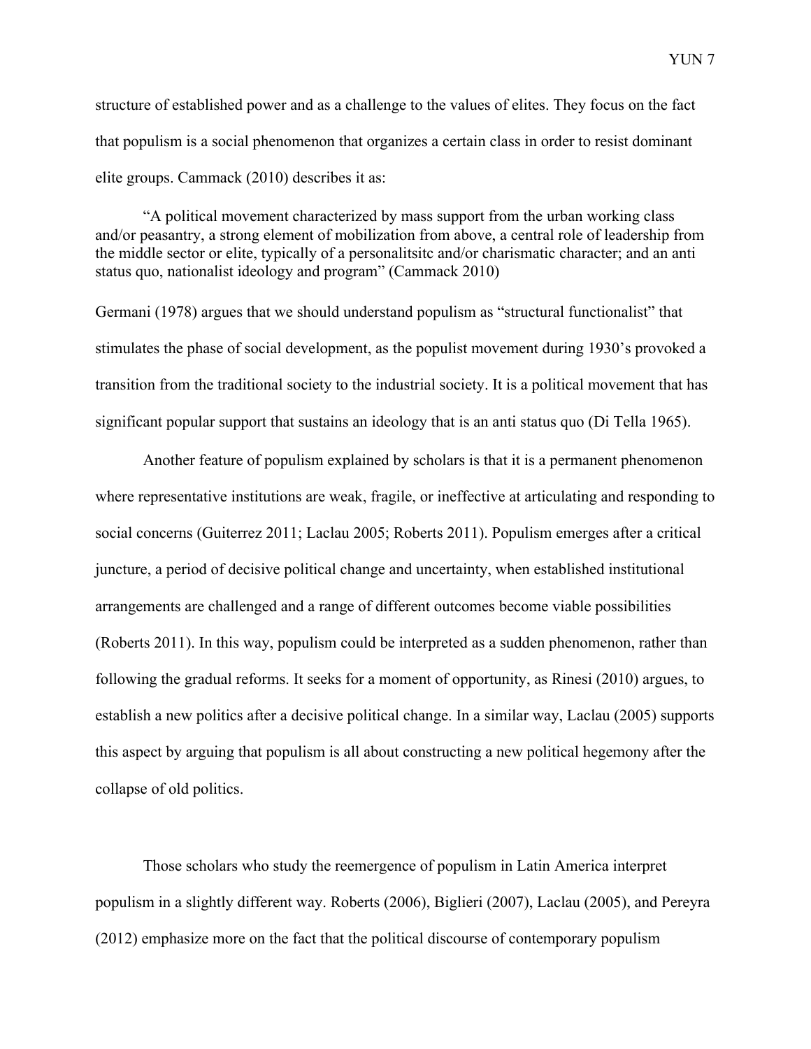structure of established power and as a challenge to the values of elites. They focus on the fact that populism is a social phenomenon that organizes a certain class in order to resist dominant elite groups. Cammack (2010) describes it as:

> "A political movement characterized by mass support from the urban working class and/or peasantry, a strong element of mobilization from above, a central role of leadership from the middle sector or elite, typically of a personalitsitc and/or charismatic character; and an anti status quo, nationalist ideology and program" (Cammack 2010)

Germani (1978) argues that we should understand populism as "structural functionalist" that stimulates the phase of social development, as the populist movement during 1930's provoked a transition from the traditional society to the industrial society. It is a political movement that has significant popular support that sustains an ideology that is an anti status quo (Di Tella 1965).

Another feature of populism explained by scholars is that it is a permanent phenomenon where representative institutions are weak, fragile, or ineffective at articulating and responding to social concerns (Guiterrez 2011; Laclau 2005; Roberts 2011). Populism emerges after a critical juncture, a period of decisive political change and uncertainty, when established institutional arrangements are challenged and a range of different outcomes become viable possibilities (Roberts 2011). In this way, populism could be interpreted as a sudden phenomenon, rather than following the gradual reforms. It seeks for a moment of opportunity, as Rinesi (2010) argues, to establish a new politics after a decisive political change. In a similar way, Laclau (2005) supports this aspect by arguing that populism is all about constructing a new political hegemony after the collapse of old politics.

Those scholars who study the reemergence of populism in Latin America interpret populism in a slightly different way. Roberts (2006), Biglieri (2007), Laclau (2005), and Pereyra (2012) emphasize more on the fact that the political discourse of contemporary populism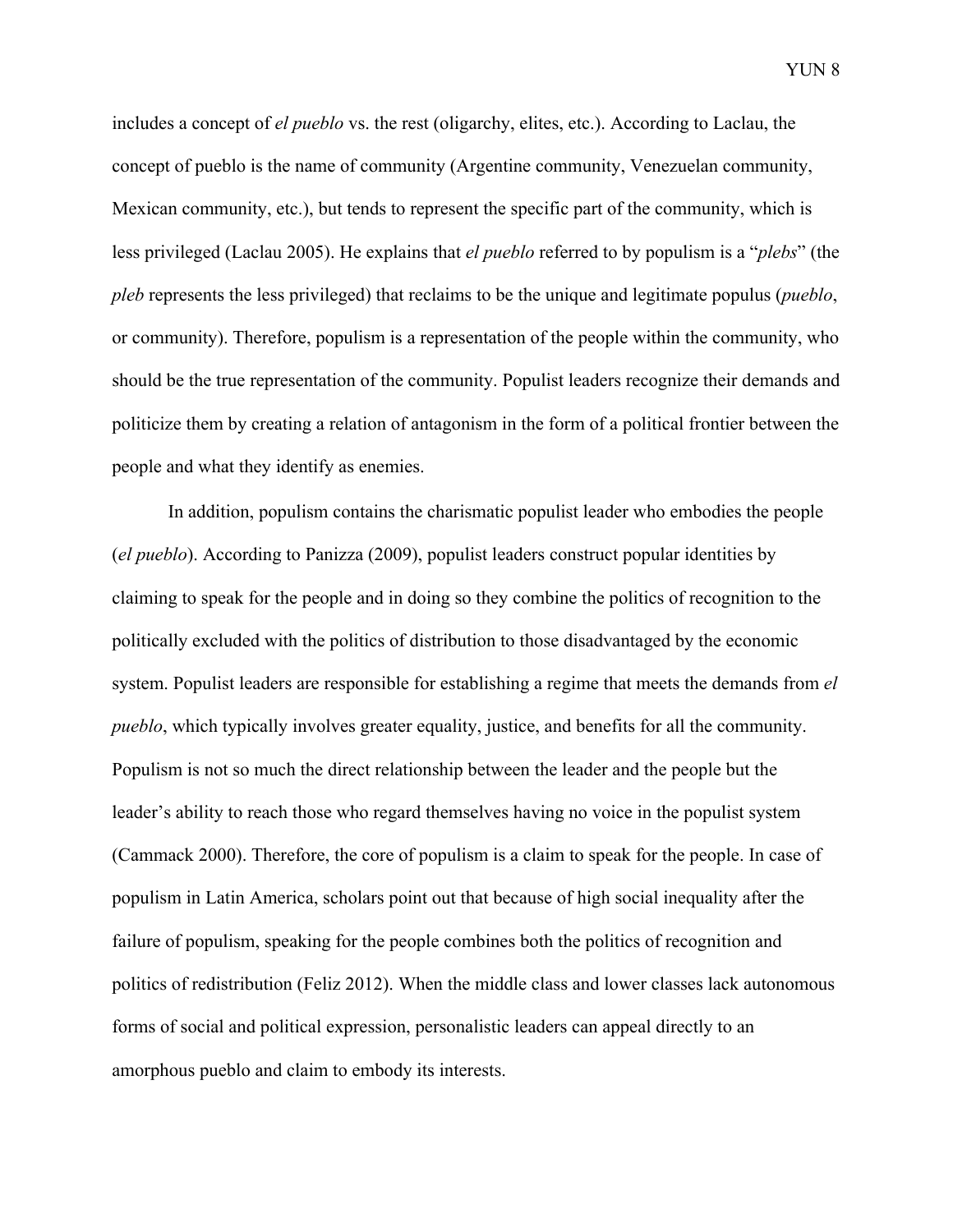includes a concept of *el pueblo* vs. the rest (oligarchy, elites, etc.). According to Laclau, the concept of pueblo is the name of community (Argentine community, Venezuelan community, Mexican community, etc.), but tends to represent the specific part of the community, which is less privileged (Laclau 2005). He explains that *el pueblo* referred to by populism is a "*plebs*" (the *pleb* represents the less privileged) that reclaims to be the unique and legitimate populus (*pueblo*, or community). Therefore, populism is a representation of the people within the community, who should be the true representation of the community. Populist leaders recognize their demands and politicize them by creating a relation of antagonism in the form of a political frontier between the people and what they identify as enemies.

In addition, populism contains the charismatic populist leader who embodies the people (*el pueblo*). According to Panizza (2009), populist leaders construct popular identities by claiming to speak for the people and in doing so they combine the politics of recognition to the politically excluded with the politics of distribution to those disadvantaged by the economic system. Populist leaders are responsible for establishing a regime that meets the demands from *el pueblo*, which typically involves greater equality, justice, and benefits for all the community. Populism is not so much the direct relationship between the leader and the people but the leader's ability to reach those who regard themselves having no voice in the populist system (Cammack 2000). Therefore, the core of populism is a claim to speak for the people. In case of populism in Latin America, scholars point out that because of high social inequality after the failure of populism, speaking for the people combines both the politics of recognition and politics of redistribution (Feliz 2012). When the middle class and lower classes lack autonomous forms of social and political expression, personalistic leaders can appeal directly to an amorphous pueblo and claim to embody its interests.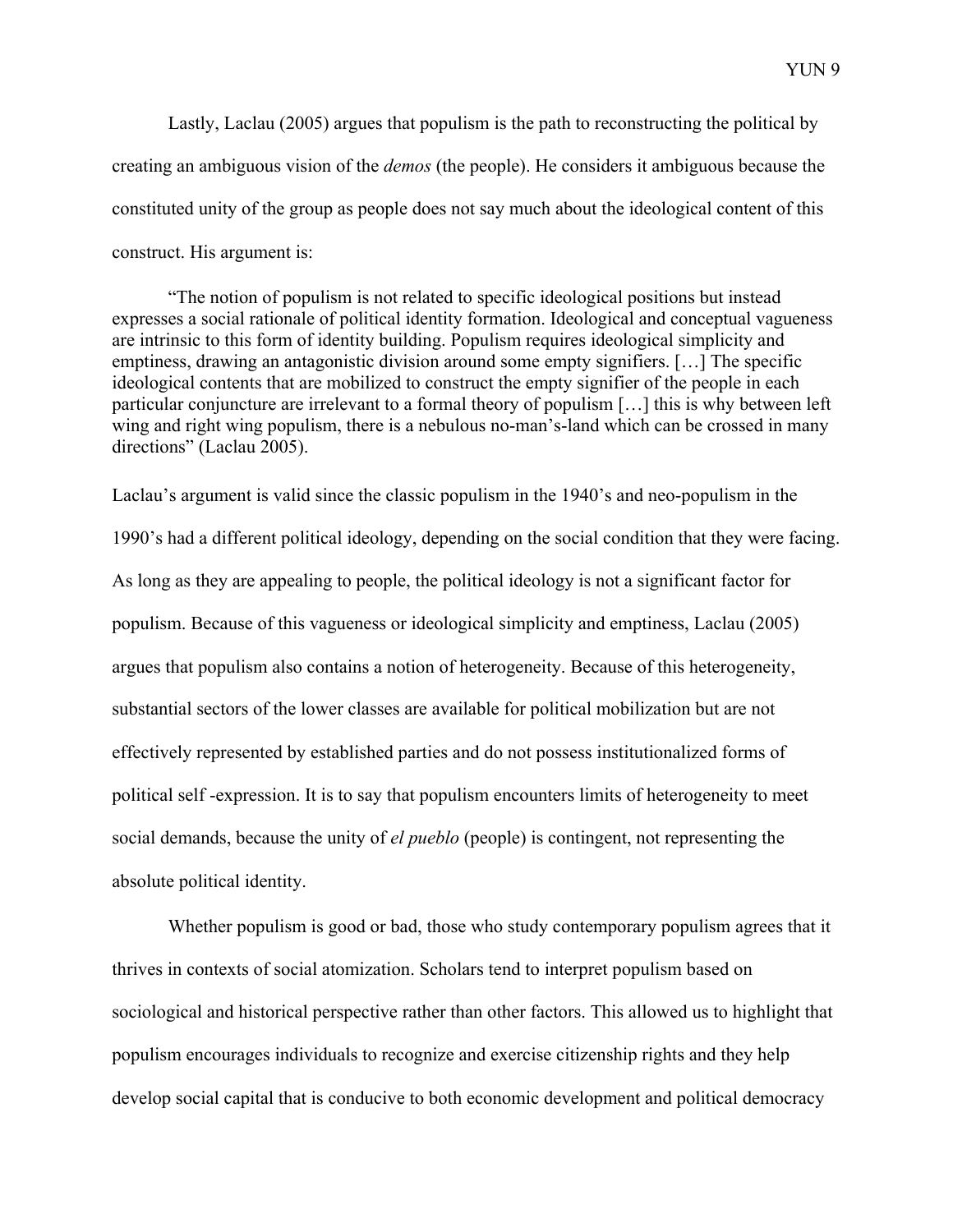Lastly, Laclau (2005) argues that populism is the path to reconstructing the political by creating an ambiguous vision of the *demos* (the people). He considers it ambiguous because the constituted unity of the group as people does not say much about the ideological content of this construct. His argument is:

> "The notion of populism is not related to specific ideological positions but instead expresses a social rationale of political identity formation. Ideological and conceptual vagueness are intrinsic to this form of identity building. Populism requires ideological simplicity and emptiness, drawing an antagonistic division around some empty signifiers. […] The specific ideological contents that are mobilized to construct the empty signifier of the people in each particular conjuncture are irrelevant to a formal theory of populism […] this is why between left wing and right wing populism, there is a nebulous no-man's-land which can be crossed in many directions" (Laclau 2005).

Laclau's argument is valid since the classic populism in the 1940's and neo-populism in the 1990's had a different political ideology, depending on the social condition that they were facing. As long as they are appealing to people, the political ideology is not a significant factor for populism. Because of this vagueness or ideological simplicity and emptiness, Laclau (2005) argues that populism also contains a notion of heterogeneity. Because of this heterogeneity, substantial sectors of the lower classes are available for political mobilization but are not effectively represented by established parties and do not possess institutionalized forms of political self -expression. It is to say that populism encounters limits of heterogeneity to meet social demands, because the unity of *el pueblo* (people) is contingent, not representing the absolute political identity.

Whether populism is good or bad, those who study contemporary populism agrees that it thrives in contexts of social atomization. Scholars tend to interpret populism based on sociological and historical perspective rather than other factors. This allowed us to highlight that populism encourages individuals to recognize and exercise citizenship rights and they help develop social capital that is conducive to both economic development and political democracy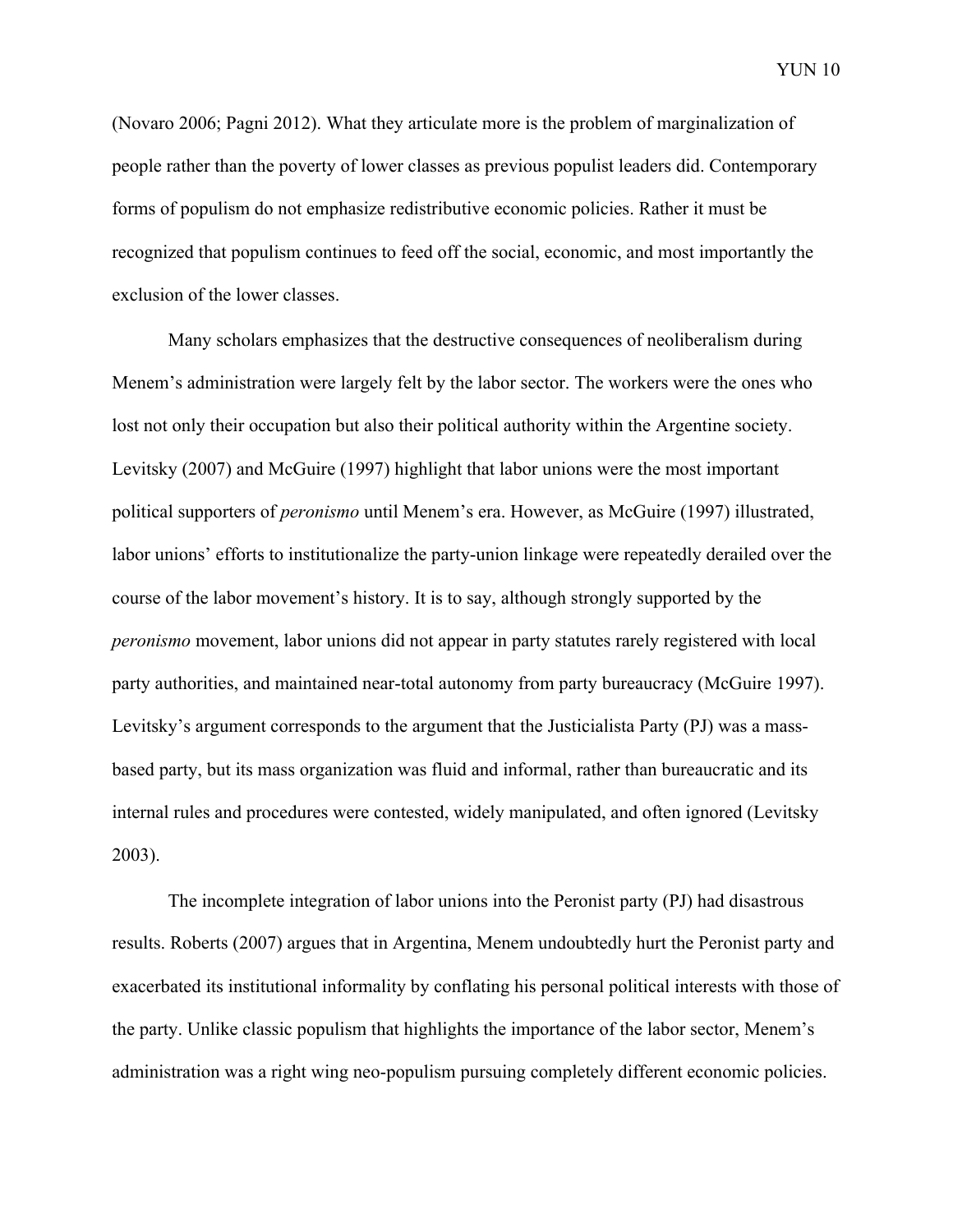(Novaro 2006; Pagni 2012). What they articulate more is the problem of marginalization of people rather than the poverty of lower classes as previous populist leaders did. Contemporary forms of populism do not emphasize redistributive economic policies. Rather it must be recognized that populism continues to feed off the social, economic, and most importantly the exclusion of the lower classes.

Many scholars emphasizes that the destructive consequences of neoliberalism during Menem's administration were largely felt by the labor sector. The workers were the ones who lost not only their occupation but also their political authority within the Argentine society. Levitsky (2007) and McGuire (1997) highlight that labor unions were the most important political supporters of *peronismo* until Menem's era. However, as McGuire (1997) illustrated, labor unions' efforts to institutionalize the party-union linkage were repeatedly derailed over the course of the labor movement's history. It is to say, although strongly supported by the *peronismo* movement, labor unions did not appear in party statutes rarely registered with local party authorities, and maintained near-total autonomy from party bureaucracy (McGuire 1997). Levitsky's argument corresponds to the argument that the Justicialista Party (PJ) was a mass-based party, but its mass organization was fluid and informal, rather than bureaucratic and its internal rules and procedures were contested, widely manipulated, and often ignored (Levitsky 2003).

The incomplete integration of labor unions into the Peronist party (PJ) had disastrous results. Roberts (2007) argues that in Argentina, Menem undoubtedly hurt the Peronist party and exacerbated its institutional informality by conflating his personal political interests with those of the party. Unlike classic populism that highlights the importance of the labor sector, Menem's administration was a right wing neo-populism pursuing completely different economic policies.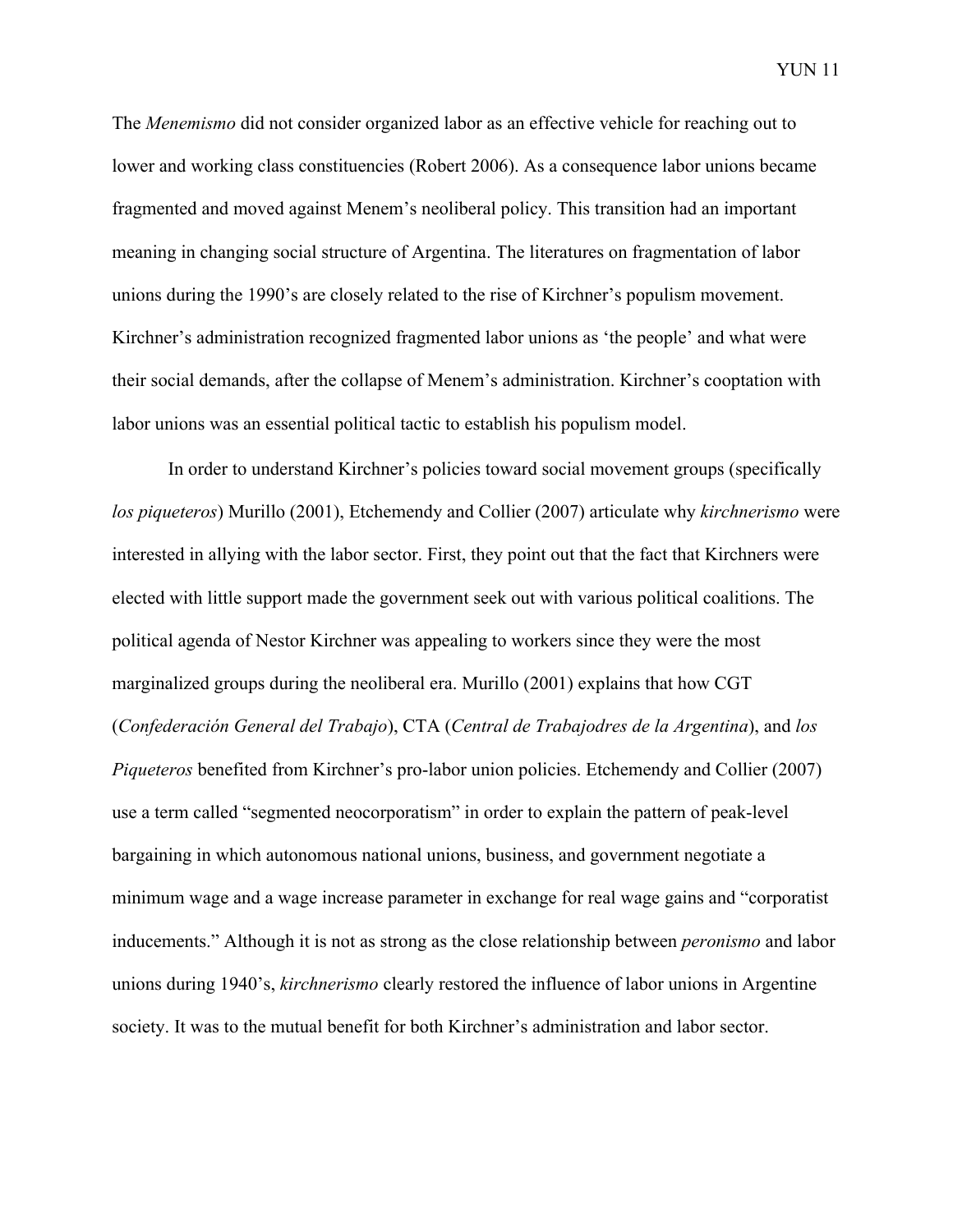The *Menemismo* did not consider organized labor as an effective vehicle for reaching out to lower and working class constituencies (Robert 2006). As a consequence labor unions became fragmented and moved against Menem's neoliberal policy. This transition had an important meaning in changing social structure of Argentina. The literatures on fragmentation of labor unions during the 1990's are closely related to the rise of Kirchner's populism movement. Kirchner's administration recognized fragmented labor unions as 'the people' and what were their social demands, after the collapse of Menem's administration. Kirchner's cooptation with labor unions was an essential political tactic to establish his populism model.

In order to understand Kirchner's policies toward social movement groups (specifically *los piqueteros*) Murillo (2001), Etchemendy and Collier (2007) articulate why *kirchnerismo* were interested in allying with the labor sector. First, they point out that the fact that Kirchners were elected with little support made the government seek out with various political coalitions. The political agenda of Nestor Kirchner was appealing to workers since they were the most marginalized groups during the neoliberal era. Murillo (2001) explains that how CGT (*Confederación General del Trabajo*), CTA (*Central de Trabajodres de la Argentina*), and *los Piqueteros* benefited from Kirchner's pro-labor union policies. Etchemendy and Collier (2007) use a term called "segmented neocorporatism" in order to explain the pattern of peak-level bargaining in which autonomous national unions, business, and government negotiate a minimum wage and a wage increase parameter in exchange for real wage gains and "corporatist inducements." Although it is not as strong as the close relationship between *peronismo* and labor unions during 1940's, *kirchnerismo* clearly restored the influence of labor unions in Argentine society. It was to the mutual benefit for both Kirchner's administration and labor sector.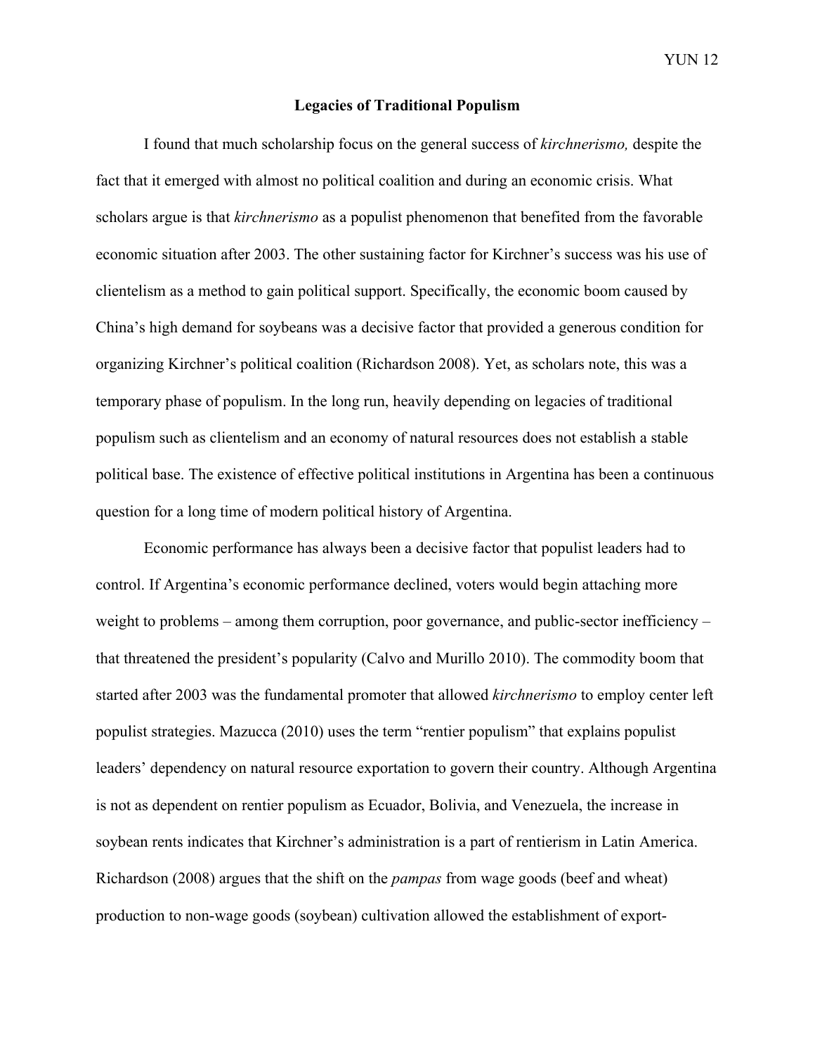## Legacies of Traditional Populism

I found that much scholarship focus on the general success of *kirchnerismo,* despite the fact that it emerged with almost no political coalition and during an economic crisis. What scholars argue is that *kirchnerismo* as a populist phenomenon that benefited from the favorable economic situation after 2003. The other sustaining factor for Kirchner's success was his use of clientelism as a method to gain political support. Specifically, the economic boom caused by China's high demand for soybeans was a decisive factor that provided a generous condition for organizing Kirchner's political coalition (Richardson 2008). Yet, as scholars note, this was a temporary phase of populism. In the long run, heavily depending on legacies of traditional populism such as clientelism and an economy of natural resources does not establish a stable political base. The existence of effective political institutions in Argentina has been a continuous question for a long time of modern political history of Argentina.

Economic performance has always been a decisive factor that populist leaders had to control. If Argentina's economic performance declined, voters would begin attaching more weight to problems – among them corruption, poor governance, and public-sector inefficiency – that threatened the president's popularity (Calvo and Murillo 2010). The commodity boom that started after 2003 was the fundamental promoter that allowed *kirchnerismo* to employ center left populist strategies. Mazucca (2010) uses the term "rentier populism" that explains populist leaders' dependency on natural resource exportation to govern their country. Although Argentina is not as dependent on rentier populism as Ecuador, Bolivia, and Venezuela, the increase in soybean rents indicates that Kirchner's administration is a part of rentierism in Latin America. Richardson (2008) argues that the shift on the *pampas* from wage goods (beef and wheat) production to non-wage goods (soybean) cultivation allowed the establishment of export-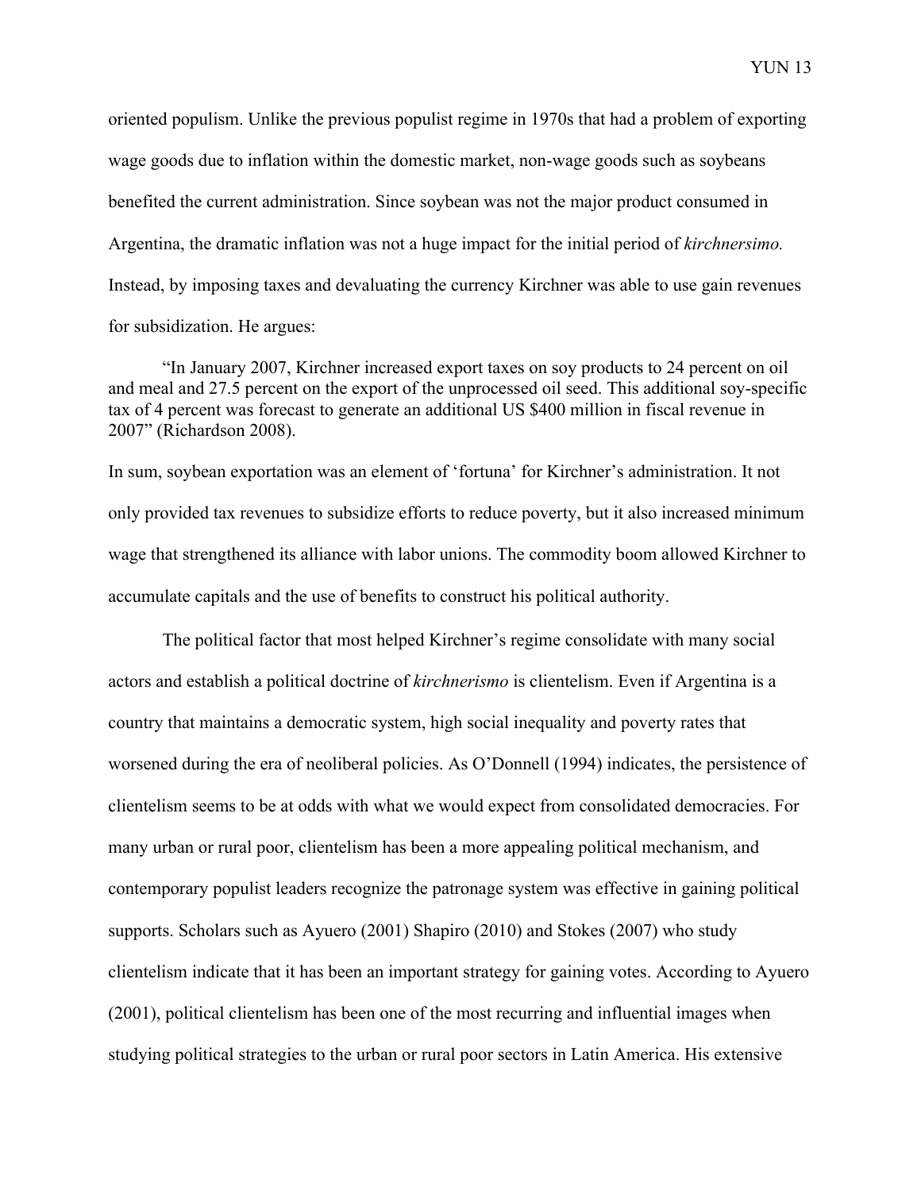oriented populism. Unlike the previous populist regime in 1970s that had a problem of exporting wage goods due to inflation within the domestic market, non-wage goods such as soybeans benefited the current administration. Since soybean was not the major product consumed in Argentina, the dramatic inflation was not a huge impact for the initial period of *kirchnersimo.* Instead, by imposing taxes and devaluating the currency Kirchner was able to use gain revenues for subsidization. He argues:

> "In January 2007, Kirchner increased export taxes on soy products to 24 percent on oil and meal and 27.5 percent on the export of the unprocessed oil seed. This additional soy-specific tax of 4 percent was forecast to generate an additional US $400 million in fiscal revenue in 2007" (Richardson 2008).

In sum, soybean exportation was an element of 'fortuna' for Kirchner's administration. It not only provided tax revenues to subsidize efforts to reduce poverty, but it also increased minimum wage that strengthened its alliance with labor unions. The commodity boom allowed Kirchner to accumulate capitals and the use of benefits to construct his political authority.

The political factor that most helped Kirchner's regime consolidate with many social actors and establish a political doctrine of *kirchnerismo* is clientelism. Even if Argentina is a country that maintains a democratic system, high social inequality and poverty rates that worsened during the era of neoliberal policies. As O'Donnell (1994) indicates, the persistence of clientelism seems to be at odds with what we would expect from consolidated democracies. For many urban or rural poor, clientelism has been a more appealing political mechanism, and contemporary populist leaders recognize the patronage system was effective in gaining political supports. Scholars such as Ayuero (2001) Shapiro (2010) and Stokes (2007) who study clientelism indicate that it has been an important strategy for gaining votes. According to Ayuero (2001), political clientelism has been one of the most recurring and influential images when studying political strategies to the urban or rural poor sectors in Latin America. His extensive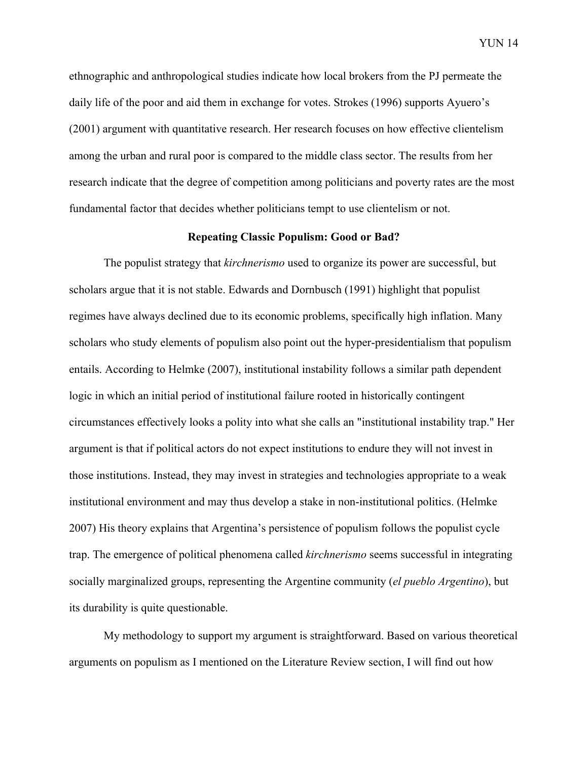ethnographic and anthropological studies indicate how local brokers from the PJ permeate the daily life of the poor and aid them in exchange for votes. Strokes (1996) supports Ayuero's (2001) argument with quantitative research. Her research focuses on how effective clientelism among the urban and rural poor is compared to the middle class sector. The results from her research indicate that the degree of competition among politicians and poverty rates are the most fundamental factor that decides whether politicians tempt to use clientelism or not.

## Repeating Classic Populism: Good or Bad?

The populist strategy that *kirchnerismo* used to organize its power are successful, but scholars argue that it is not stable. Edwards and Dornbusch (1991) highlight that populist regimes have always declined due to its economic problems, specifically high inflation. Many scholars who study elements of populism also point out the hyper-presidentialism that populism entails. According to Helmke (2007), institutional instability follows a similar path dependent logic in which an initial period of institutional failure rooted in historically contingent circumstances effectively looks a polity into what she calls an "institutional instability trap." Her argument is that if political actors do not expect institutions to endure they will not invest in those institutions. Instead, they may invest in strategies and technologies appropriate to a weak institutional environment and may thus develop a stake in non-institutional politics. (Helmke 2007) His theory explains that Argentina's persistence of populism follows the populist cycle trap. The emergence of political phenomena called *kirchnerismo* seems successful in integrating socially marginalized groups, representing the Argentine community (*el pueblo Argentino*), but its durability is quite questionable.

My methodology to support my argument is straightforward. Based on various theoretical arguments on populism as I mentioned on the Literature Review section, I will find out how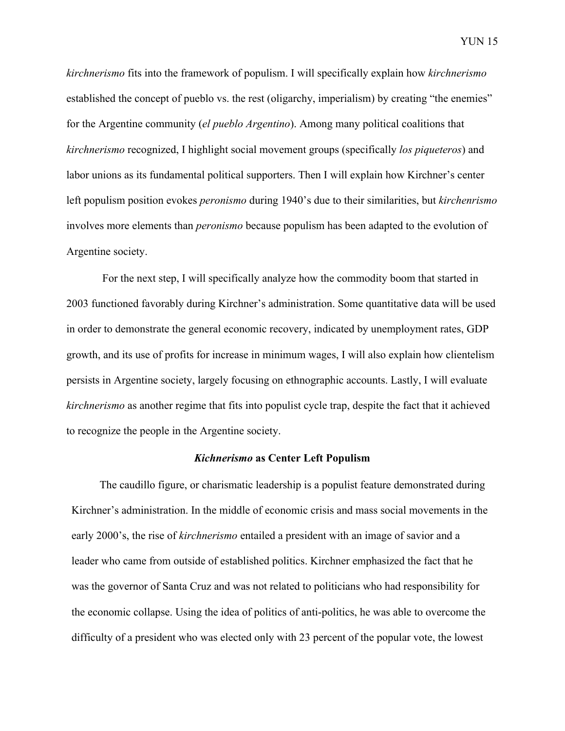*kirchnerismo* fits into the framework of populism. I will specifically explain how *kirchnerismo* established the concept of pueblo vs. the rest (oligarchy, imperialism) by creating "the enemies" for the Argentine community (*el pueblo Argentino*). Among many political coalitions that *kirchnerismo* recognized, I highlight social movement groups (specifically *los piqueteros*) and labor unions as its fundamental political supporters. Then I will explain how Kirchner's center left populism position evokes *peronismo* during 1940's due to their similarities, but *kirchenrismo* involves more elements than *peronismo* because populism has been adapted to the evolution of Argentine society.

For the next step, I will specifically analyze how the commodity boom that started in 2003 functioned favorably during Kirchner's administration. Some quantitative data will be used in order to demonstrate the general economic recovery, indicated by unemployment rates, GDP growth, and its use of profits for increase in minimum wages, I will also explain how clientelism persists in Argentine society, largely focusing on ethnographic accounts. Lastly, I will evaluate *kirchnerismo* as another regime that fits into populist cycle trap, despite the fact that it achieved to recognize the people in the Argentine society.

### ***Kichnerismo* as Center Left Populism**

The caudillo figure, or charismatic leadership is a populist feature demonstrated during Kirchner's administration. In the middle of economic crisis and mass social movements in the early 2000's, the rise of *kirchnerismo* entailed a president with an image of savior and a leader who came from outside of established politics. Kirchner emphasized the fact that he was the governor of Santa Cruz and was not related to politicians who had responsibility for the economic collapse. Using the idea of politics of anti-politics, he was able to overcome the difficulty of a president who was elected only with 23 percent of the popular vote, the lowest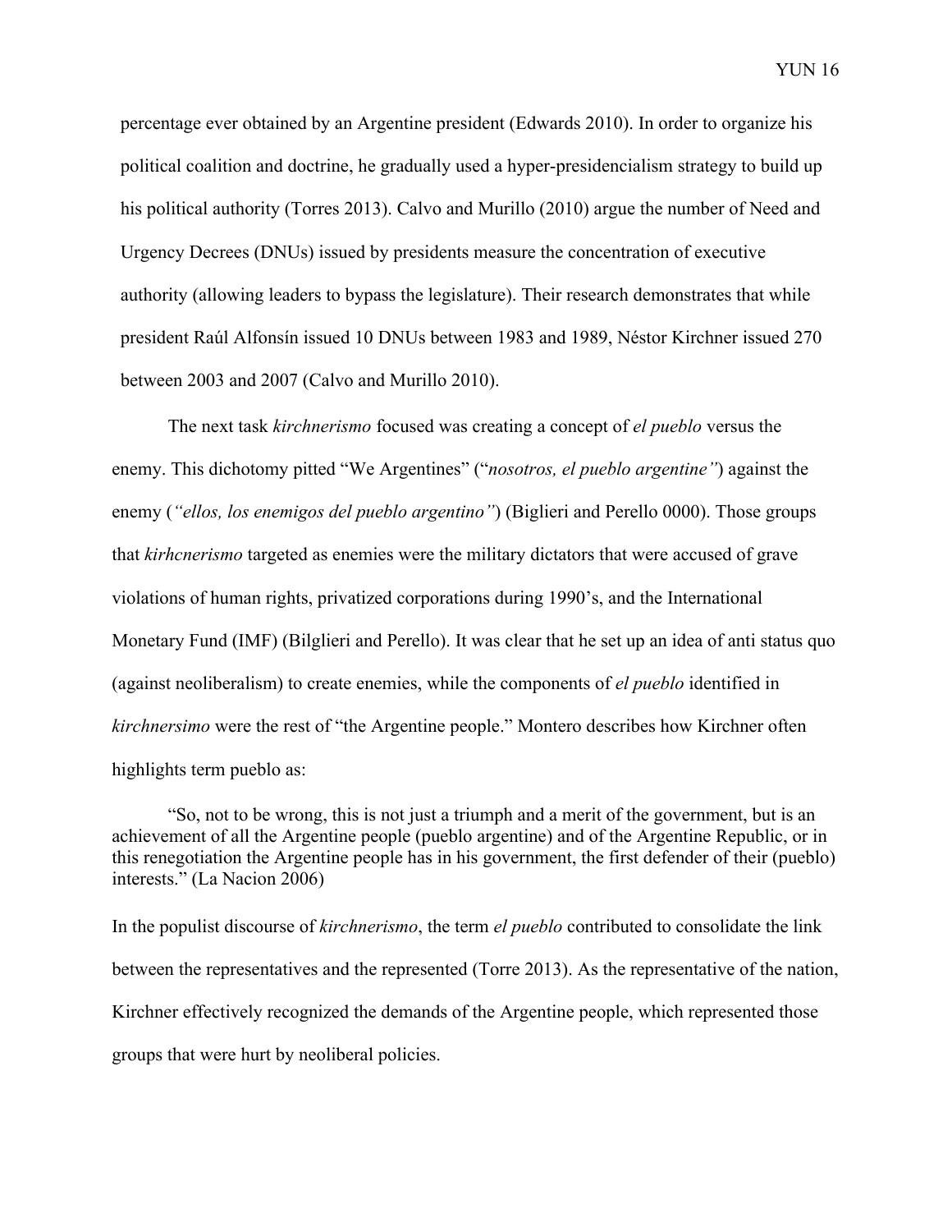percentage ever obtained by an Argentine president (Edwards 2010). In order to organize his political coalition and doctrine, he gradually used a hyper-presidencialism strategy to build up his political authority (Torres 2013). Calvo and Murillo (2010) argue the number of Need and Urgency Decrees (DNUs) issued by presidents measure the concentration of executive authority (allowing leaders to bypass the legislature). Their research demonstrates that while president Raúl Alfonsín issued 10 DNUs between 1983 and 1989, Néstor Kirchner issued 270 between 2003 and 2007 (Calvo and Murillo 2010).

The next task *kirchnerismo* focused was creating a concept of *el pueblo* versus the enemy. This dichotomy pitted "We Argentines" ("*nosotros, el pueblo argentine"*) against the enemy (*"ellos, los enemigos del pueblo argentino"*) (Biglieri and Perello 0000). Those groups that *kirhcnerismo* targeted as enemies were the military dictators that were accused of grave violations of human rights, privatized corporations during 1990's, and the International Monetary Fund (IMF) (Bilglieri and Perello). It was clear that he set up an idea of anti status quo (against neoliberalism) to create enemies, while the components of *el pueblo* identified in *kirchnersimo* were the rest of "the Argentine people." Montero describes how Kirchner often highlights term pueblo as:

> "So, not to be wrong, this is not just a triumph and a merit of the government, but is an achievement of all the Argentine people (pueblo argentine) and of the Argentine Republic, or in this renegotiation the Argentine people has in his government, the first defender of their (pueblo) interests." (La Nacion 2006)

In the populist discourse of *kirchnerismo*, the term *el pueblo* contributed to consolidate the link between the representatives and the represented (Torre 2013). As the representative of the nation, Kirchner effectively recognized the demands of the Argentine people, which represented those groups that were hurt by neoliberal policies.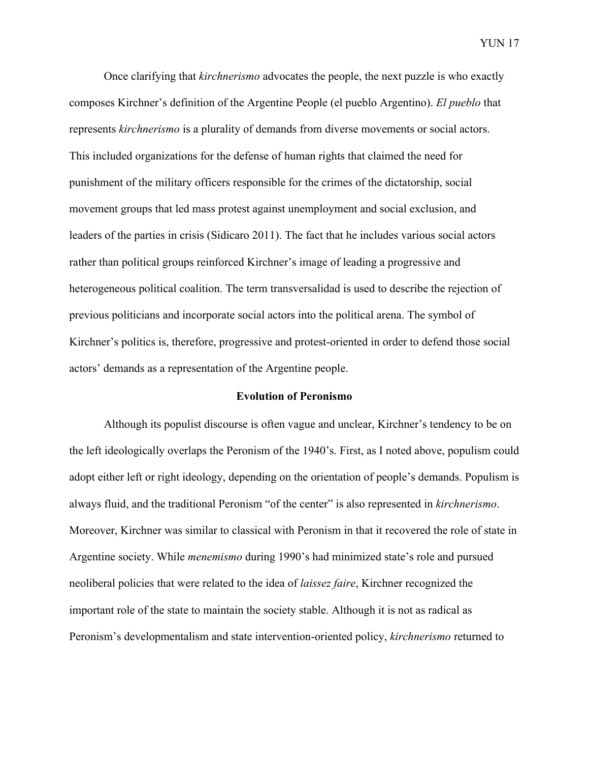Once clarifying that *kirchnerismo* advocates the people, the next puzzle is who exactly composes Kirchner's definition of the Argentine People (el pueblo Argentino). *El pueblo* that represents *kirchnerismo* is a plurality of demands from diverse movements or social actors. This included organizations for the defense of human rights that claimed the need for punishment of the military officers responsible for the crimes of the dictatorship, social movement groups that led mass protest against unemployment and social exclusion, and leaders of the parties in crisis (Sidicaro 2011). The fact that he includes various social actors rather than political groups reinforced Kirchner's image of leading a progressive and heterogeneous political coalition. The term transversalidad is used to describe the rejection of previous politicians and incorporate social actors into the political arena. The symbol of Kirchner's politics is, therefore, progressive and protest-oriented in order to defend those social actors' demands as a representation of the Argentine people.

### Evolution of Peronismo

Although its populist discourse is often vague and unclear, Kirchner's tendency to be on the left ideologically overlaps the Peronism of the 1940's. First, as I noted above, populism could adopt either left or right ideology, depending on the orientation of people's demands. Populism is always fluid, and the traditional Peronism "of the center" is also represented in *kirchnerismo*. Moreover, Kirchner was similar to classical with Peronism in that it recovered the role of state in Argentine society. While *menemismo* during 1990's had minimized state's role and pursued neoliberal policies that were related to the idea of *laissez faire*, Kirchner recognized the important role of the state to maintain the society stable. Although it is not as radical as Peronism's developmentalism and state intervention-oriented policy, *kirchnerismo* returned to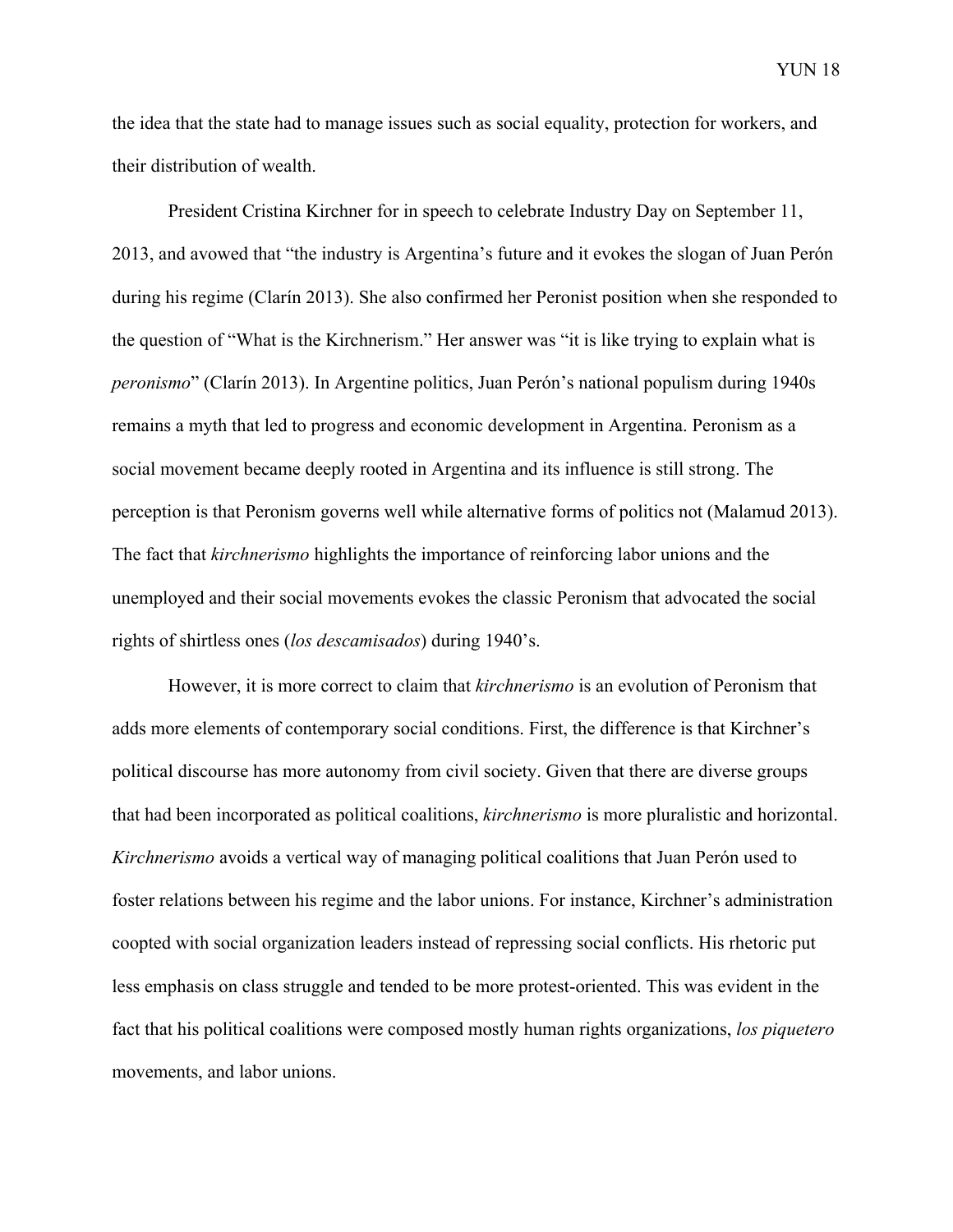the idea that the state had to manage issues such as social equality, protection for workers, and their distribution of wealth.

President Cristina Kirchner for in speech to celebrate Industry Day on September 11, 2013, and avowed that "the industry is Argentina's future and it evokes the slogan of Juan Perón during his regime (Clarín 2013). She also confirmed her Peronist position when she responded to the question of "What is the Kirchnerism." Her answer was "it is like trying to explain what is *peronismo*" (Clarín 2013). In Argentine politics, Juan Perón's national populism during 1940s remains a myth that led to progress and economic development in Argentina. Peronism as a social movement became deeply rooted in Argentina and its influence is still strong. The perception is that Peronism governs well while alternative forms of politics not (Malamud 2013). The fact that *kirchnerismo* highlights the importance of reinforcing labor unions and the unemployed and their social movements evokes the classic Peronism that advocated the social rights of shirtless ones (*los descamisados*) during 1940's.

However, it is more correct to claim that *kirchnerismo* is an evolution of Peronism that adds more elements of contemporary social conditions. First, the difference is that Kirchner's political discourse has more autonomy from civil society. Given that there are diverse groups that had been incorporated as political coalitions, *kirchnerismo* is more pluralistic and horizontal. *Kirchnerismo* avoids a vertical way of managing political coalitions that Juan Perón used to foster relations between his regime and the labor unions. For instance, Kirchner's administration coopted with social organization leaders instead of repressing social conflicts. His rhetoric put less emphasis on class struggle and tended to be more protest-oriented. This was evident in the fact that his political coalitions were composed mostly human rights organizations, *los piquetero* movements, and labor unions.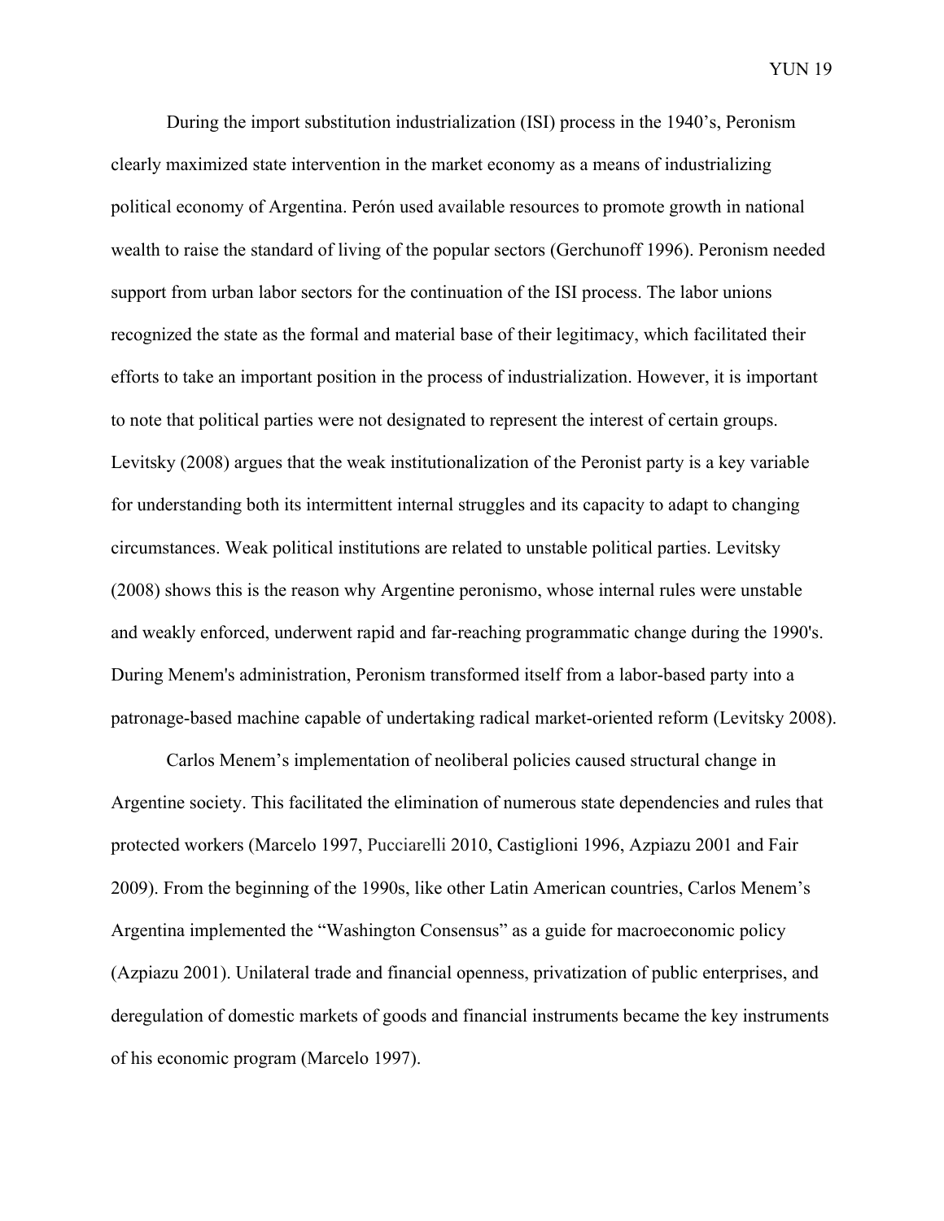During the import substitution industrialization (ISI) process in the 1940's, Peronism clearly maximized state intervention in the market economy as a means of industrializing political economy of Argentina. Perón used available resources to promote growth in national wealth to raise the standard of living of the popular sectors (Gerchunoff 1996). Peronism needed support from urban labor sectors for the continuation of the ISI process. The labor unions recognized the state as the formal and material base of their legitimacy, which facilitated their efforts to take an important position in the process of industrialization. However, it is important to note that political parties were not designated to represent the interest of certain groups. Levitsky (2008) argues that the weak institutionalization of the Peronist party is a key variable for understanding both its intermittent internal struggles and its capacity to adapt to changing circumstances. Weak political institutions are related to unstable political parties. Levitsky (2008) shows this is the reason why Argentine peronismo, whose internal rules were unstable and weakly enforced, underwent rapid and far-reaching programmatic change during the 1990's. During Menem's administration, Peronism transformed itself from a labor-based party into a patronage-based machine capable of undertaking radical market-oriented reform (Levitsky 2008).

Carlos Menem's implementation of neoliberal policies caused structural change in Argentine society. This facilitated the elimination of numerous state dependencies and rules that protected workers (Marcelo 1997, Pucciarelli 2010, Castiglioni 1996, Azpiazu 2001 and Fair 2009). From the beginning of the 1990s, like other Latin American countries, Carlos Menem's Argentina implemented the "Washington Consensus" as a guide for macroeconomic policy (Azpiazu 2001). Unilateral trade and financial openness, privatization of public enterprises, and deregulation of domestic markets of goods and financial instruments became the key instruments of his economic program (Marcelo 1997).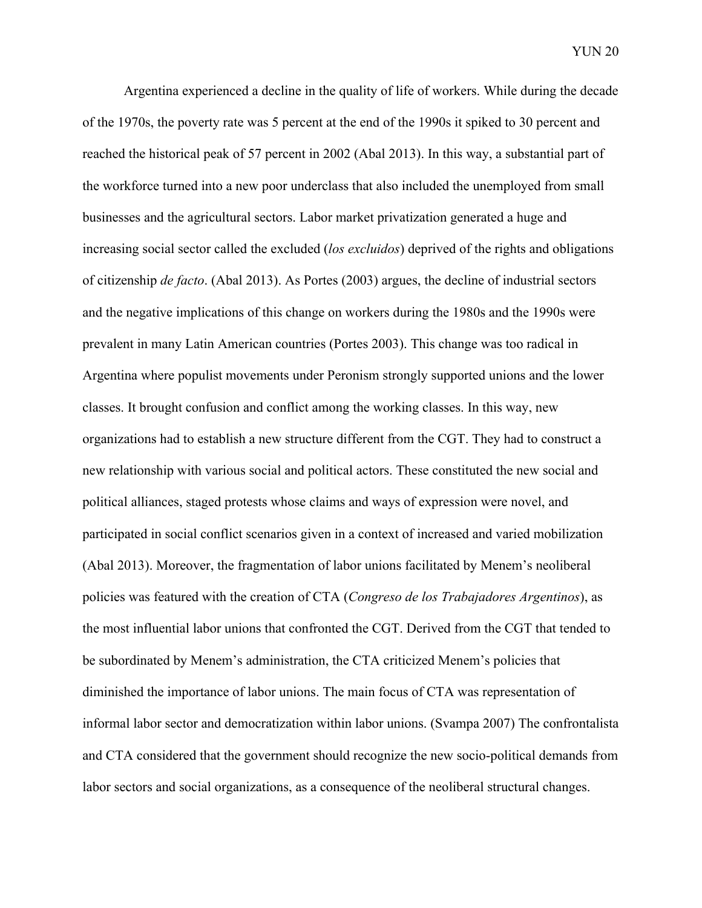Argentina experienced a decline in the quality of life of workers. While during the decade of the 1970s, the poverty rate was 5 percent at the end of the 1990s it spiked to 30 percent and reached the historical peak of 57 percent in 2002 (Abal 2013). In this way, a substantial part of the workforce turned into a new poor underclass that also included the unemployed from small businesses and the agricultural sectors. Labor market privatization generated a huge and increasing social sector called the excluded (*los excluidos*) deprived of the rights and obligations of citizenship *de facto*. (Abal 2013). As Portes (2003) argues, the decline of industrial sectors and the negative implications of this change on workers during the 1980s and the 1990s were prevalent in many Latin American countries (Portes 2003). This change was too radical in Argentina where populist movements under Peronism strongly supported unions and the lower classes. It brought confusion and conflict among the working classes. In this way, new organizations had to establish a new structure different from the CGT. They had to construct a new relationship with various social and political actors. These constituted the new social and political alliances, staged protests whose claims and ways of expression were novel, and participated in social conflict scenarios given in a context of increased and varied mobilization (Abal 2013). Moreover, the fragmentation of labor unions facilitated by Menem's neoliberal policies was featured with the creation of CTA (*Congreso de los Trabajadores Argentinos*), as the most influential labor unions that confronted the CGT. Derived from the CGT that tended to be subordinated by Menem's administration, the CTA criticized Menem's policies that diminished the importance of labor unions. The main focus of CTA was representation of informal labor sector and democratization within labor unions. (Svampa 2007) The confrontalista and CTA considered that the government should recognize the new socio-political demands from labor sectors and social organizations, as a consequence of the neoliberal structural changes.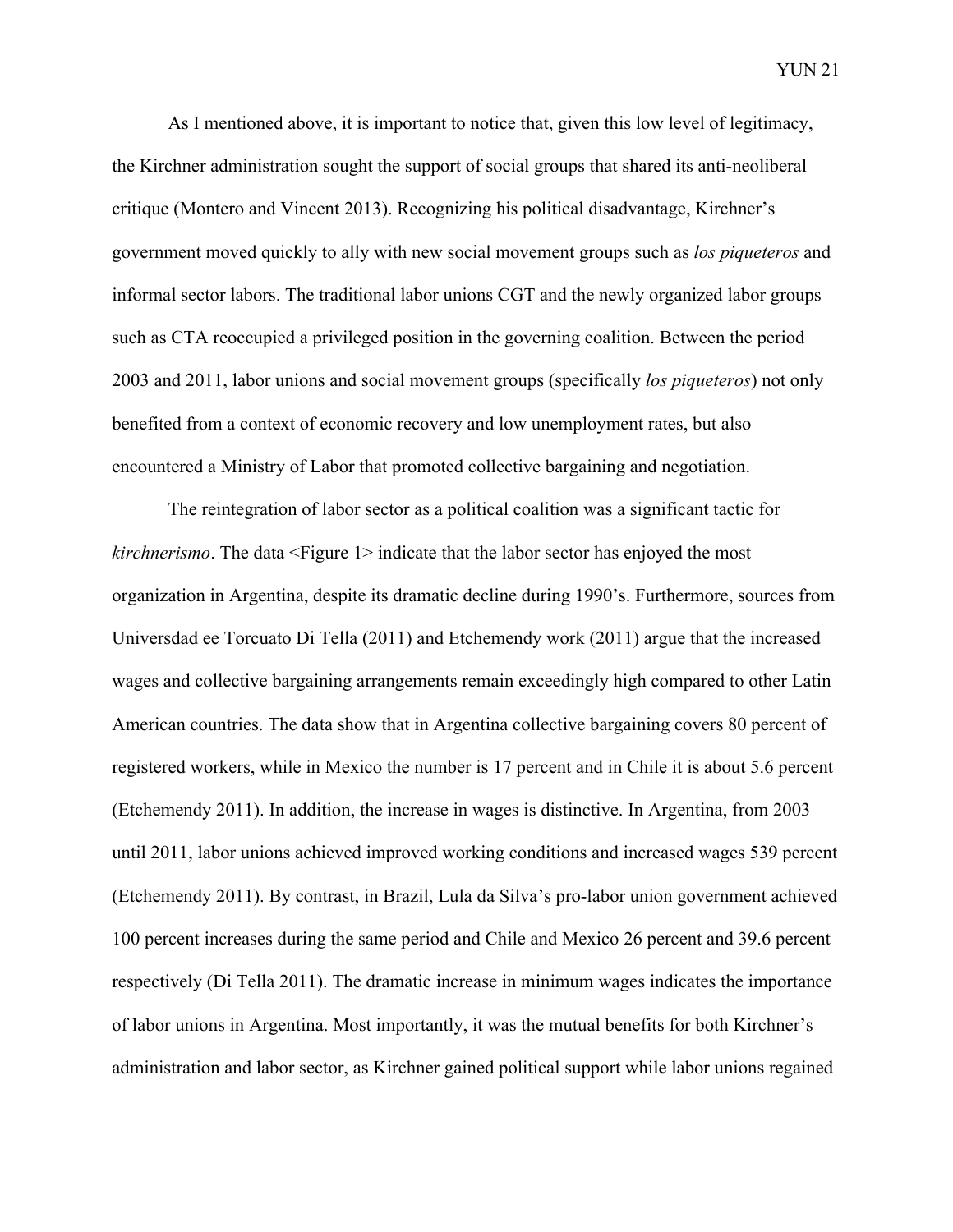As I mentioned above, it is important to notice that, given this low level of legitimacy, the Kirchner administration sought the support of social groups that shared its anti-neoliberal critique (Montero and Vincent 2013). Recognizing his political disadvantage, Kirchner's government moved quickly to ally with new social movement groups such as *los piqueteros* and informal sector labors. The traditional labor unions CGT and the newly organized labor groups such as CTA reoccupied a privileged position in the governing coalition. Between the period 2003 and 2011, labor unions and social movement groups (specifically *los piqueteros*) not only benefited from a context of economic recovery and low unemployment rates, but also encountered a Ministry of Labor that promoted collective bargaining and negotiation.

The reintegration of labor sector as a political coalition was a significant tactic for *kirchnerismo*. The data <Figure 1> indicate that the labor sector has enjoyed the most organization in Argentina, despite its dramatic decline during 1990's. Furthermore, sources from Universdad ee Torcuato Di Tella (2011) and Etchemendy work (2011) argue that the increased wages and collective bargaining arrangements remain exceedingly high compared to other Latin American countries. The data show that in Argentina collective bargaining covers 80 percent of registered workers, while in Mexico the number is 17 percent and in Chile it is about 5.6 percent (Etchemendy 2011). In addition, the increase in wages is distinctive. In Argentina, from 2003 until 2011, labor unions achieved improved working conditions and increased wages 539 percent (Etchemendy 2011). By contrast, in Brazil, Lula da Silva's pro-labor union government achieved 100 percent increases during the same period and Chile and Mexico 26 percent and 39.6 percent respectively (Di Tella 2011). The dramatic increase in minimum wages indicates the importance of labor unions in Argentina. Most importantly, it was the mutual benefits for both Kirchner's administration and labor sector, as Kirchner gained political support while labor unions regained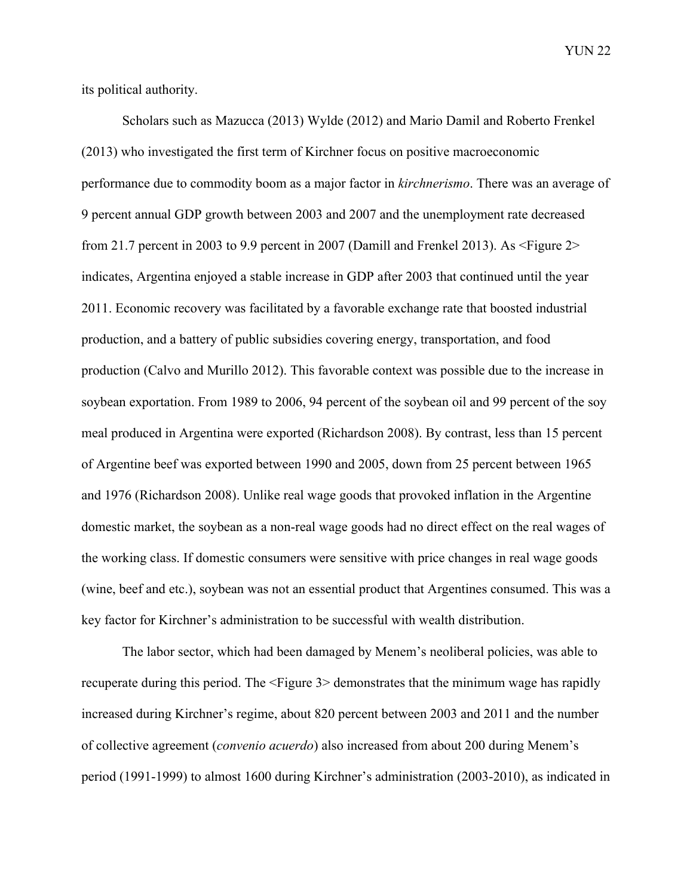its political authority.

Scholars such as Mazucca (2013) Wylde (2012) and Mario Damil and Roberto Frenkel (2013) who investigated the first term of Kirchner focus on positive macroeconomic performance due to commodity boom as a major factor in *kirchnerismo*. There was an average of 9 percent annual GDP growth between 2003 and 2007 and the unemployment rate decreased from 21.7 percent in 2003 to 9.9 percent in 2007 (Damill and Frenkel 2013). As <Figure 2> indicates, Argentina enjoyed a stable increase in GDP after 2003 that continued until the year 2011. Economic recovery was facilitated by a favorable exchange rate that boosted industrial production, and a battery of public subsidies covering energy, transportation, and food production (Calvo and Murillo 2012). This favorable context was possible due to the increase in soybean exportation. From 1989 to 2006, 94 percent of the soybean oil and 99 percent of the soy meal produced in Argentina were exported (Richardson 2008). By contrast, less than 15 percent of Argentine beef was exported between 1990 and 2005, down from 25 percent between 1965 and 1976 (Richardson 2008). Unlike real wage goods that provoked inflation in the Argentine domestic market, the soybean as a non-real wage goods had no direct effect on the real wages of the working class. If domestic consumers were sensitive with price changes in real wage goods (wine, beef and etc.), soybean was not an essential product that Argentines consumed. This was a key factor for Kirchner's administration to be successful with wealth distribution.

The labor sector, which had been damaged by Menem's neoliberal policies, was able to recuperate during this period. The <Figure 3> demonstrates that the minimum wage has rapidly increased during Kirchner's regime, about 820 percent between 2003 and 2011 and the number of collective agreement (*convenio acuerdo*) also increased from about 200 during Menem's period (1991-1999) to almost 1600 during Kirchner's administration (2003-2010), as indicated in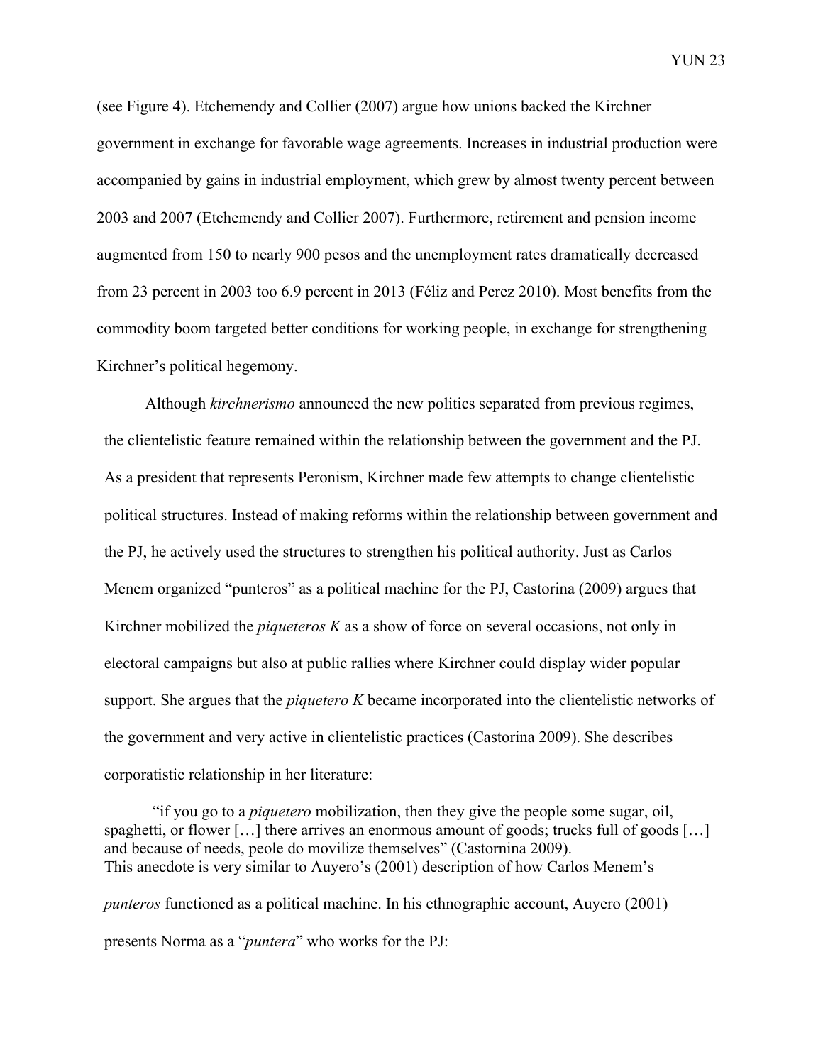(see Figure 4). Etchemendy and Collier (2007) argue how unions backed the Kirchner government in exchange for favorable wage agreements. Increases in industrial production were accompanied by gains in industrial employment, which grew by almost twenty percent between 2003 and 2007 (Etchemendy and Collier 2007). Furthermore, retirement and pension income augmented from 150 to nearly 900 pesos and the unemployment rates dramatically decreased from 23 percent in 2003 too 6.9 percent in 2013 (Féliz and Perez 2010). Most benefits from the commodity boom targeted better conditions for working people, in exchange for strengthening Kirchner's political hegemony.

Although *kirchnerismo* announced the new politics separated from previous regimes, the clientelistic feature remained within the relationship between the government and the PJ. As a president that represents Peronism, Kirchner made few attempts to change clientelistic political structures. Instead of making reforms within the relationship between government and the PJ, he actively used the structures to strengthen his political authority. Just as Carlos Menem organized "punteros" as a political machine for the PJ, Castorina (2009) argues that Kirchner mobilized the *piqueteros K* as a show of force on several occasions, not only in electoral campaigns but also at public rallies where Kirchner could display wider popular support. She argues that the *piquetero K* became incorporated into the clientelistic networks of the government and very active in clientelistic practices (Castorina 2009). She describes corporatistic relationship in her literature:

> "if you go to a *piquetero* mobilization, then they give the people some sugar, oil, spaghetti, or flower […] there arrives an enormous amount of goods; trucks full of goods […] and because of needs, peole do movilize themselves" (Castornina 2009).

This anecdote is very similar to Auyero's (2001) description of how Carlos Menem's *punteros* functioned as a political machine. In his ethnographic account, Auyero (2001) presents Norma as a "*puntera*" who works for the PJ: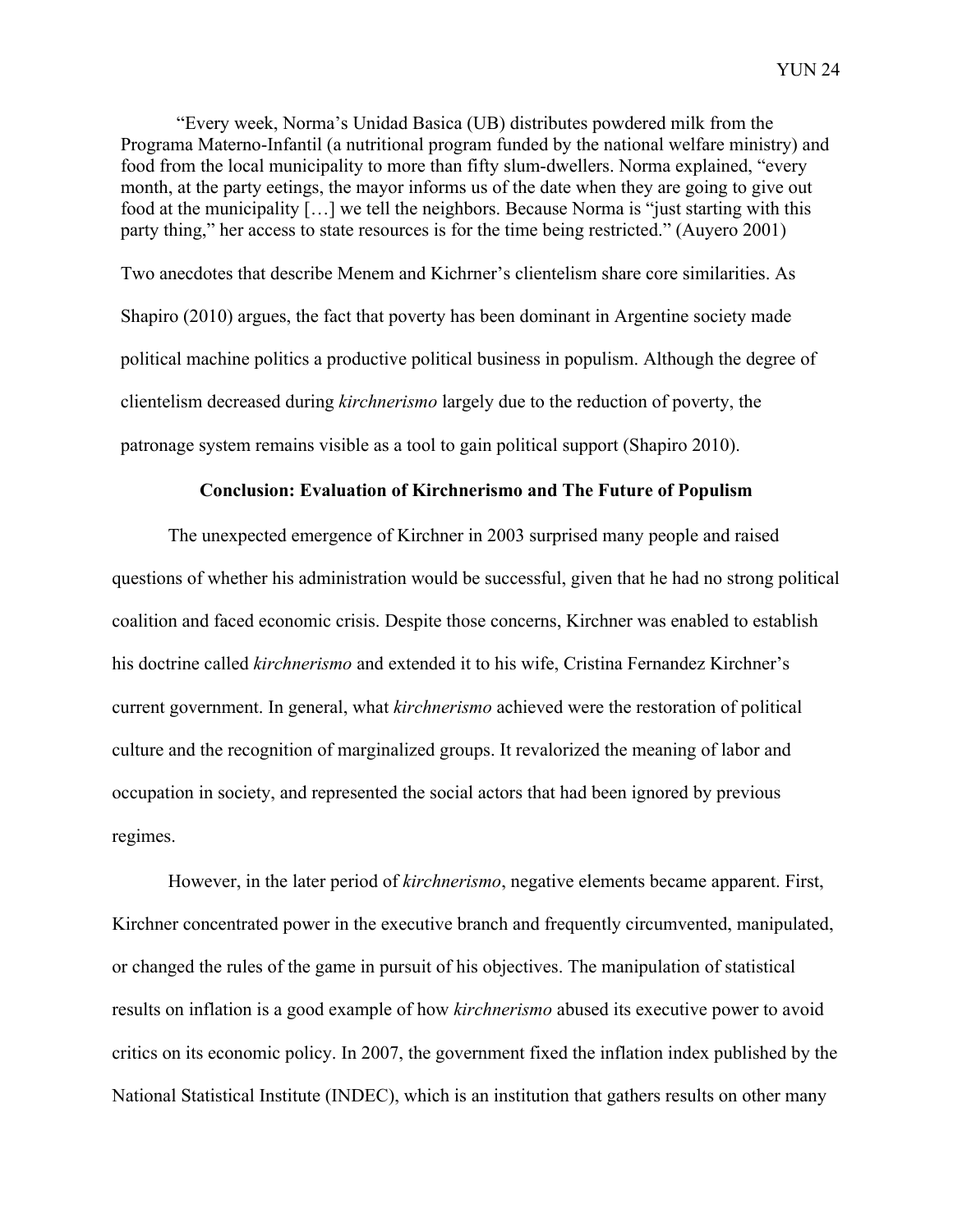“Every week, Norma’s Unidad Basica (UB) distributes powdered milk from the Programa Materno-Infantil (a nutritional program funded by the national welfare ministry) and food from the local municipality to more than fifty slum-dwellers. Norma explained, “every month, at the party eetings, the mayor informs us of the date when they are going to give out food at the municipality […] we tell the neighbors. Because Norma is “just starting with this party thing,” her access to state resources is for the time being restricted.” (Auyero 2001)

Two anecdotes that describe Menem and Kichrner’s clientelism share core similarities. As Shapiro (2010) argues, the fact that poverty has been dominant in Argentine society made political machine politics a productive political business in populism. Although the degree of clientelism decreased during *kirchnerismo* largely due to the reduction of poverty, the patronage system remains visible as a tool to gain political support (Shapiro 2010).

## Conclusion: Evaluation of Kirchnerismo and The Future of Populism

The unexpected emergence of Kirchner in 2003 surprised many people and raised questions of whether his administration would be successful, given that he had no strong political coalition and faced economic crisis. Despite those concerns, Kirchner was enabled to establish his doctrine called *kirchnerismo* and extended it to his wife, Cristina Fernandez Kirchner’s current government. In general, what *kirchnerismo* achieved were the restoration of political culture and the recognition of marginalized groups. It revalorized the meaning of labor and occupation in society, and represented the social actors that had been ignored by previous regimes.

However, in the later period of *kirchnerismo*, negative elements became apparent. First, Kirchner concentrated power in the executive branch and frequently circumvented, manipulated, or changed the rules of the game in pursuit of his objectives. The manipulation of statistical results on inflation is a good example of how *kirchnerismo* abused its executive power to avoid critics on its economic policy. In 2007, the government fixed the inflation index published by the National Statistical Institute (INDEC), which is an institution that gathers results on other many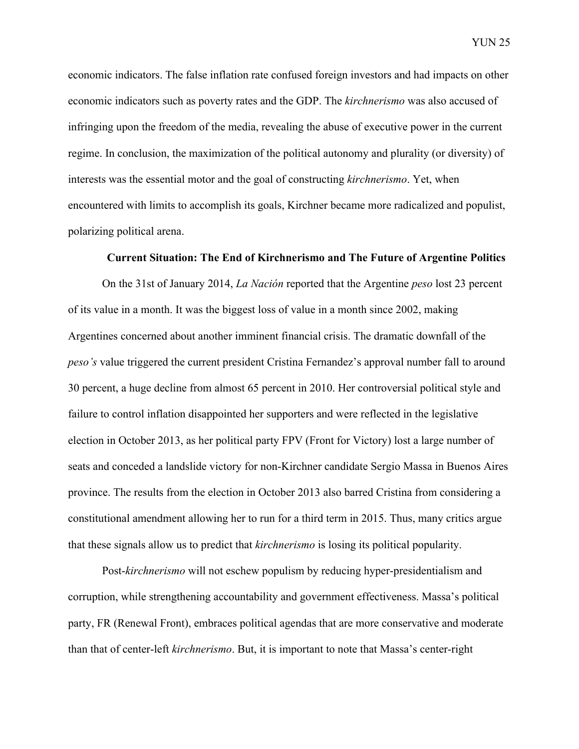economic indicators. The false inflation rate confused foreign investors and had impacts on other economic indicators such as poverty rates and the GDP. The *kirchnerismo* was also accused of infringing upon the freedom of the media, revealing the abuse of executive power in the current regime. In conclusion, the maximization of the political autonomy and plurality (or diversity) of interests was the essential motor and the goal of constructing *kirchnerismo*. Yet, when encountered with limits to accomplish its goals, Kirchner became more radicalized and populist, polarizing political arena.

**Current Situation: The End of Kirchnerismo and The Future of Argentine Politics**

On the 31st of January 2014, *La Nación* reported that the Argentine *peso* lost 23 percent of its value in a month. It was the biggest loss of value in a month since 2002, making Argentines concerned about another imminent financial crisis. The dramatic downfall of the *peso's* value triggered the current president Cristina Fernandez's approval number fall to around 30 percent, a huge decline from almost 65 percent in 2010. Her controversial political style and failure to control inflation disappointed her supporters and were reflected in the legislative election in October 2013, as her political party FPV (Front for Victory) lost a large number of seats and conceded a landslide victory for non-Kirchner candidate Sergio Massa in Buenos Aires province. The results from the election in October 2013 also barred Cristina from considering a constitutional amendment allowing her to run for a third term in 2015. Thus, many critics argue that these signals allow us to predict that *kirchnerismo* is losing its political popularity.

Post-*kirchnerismo* will not eschew populism by reducing hyper-presidentialism and corruption, while strengthening accountability and government effectiveness. Massa's political party, FR (Renewal Front), embraces political agendas that are more conservative and moderate than that of center-left *kirchnerismo*. But, it is important to note that Massa's center-right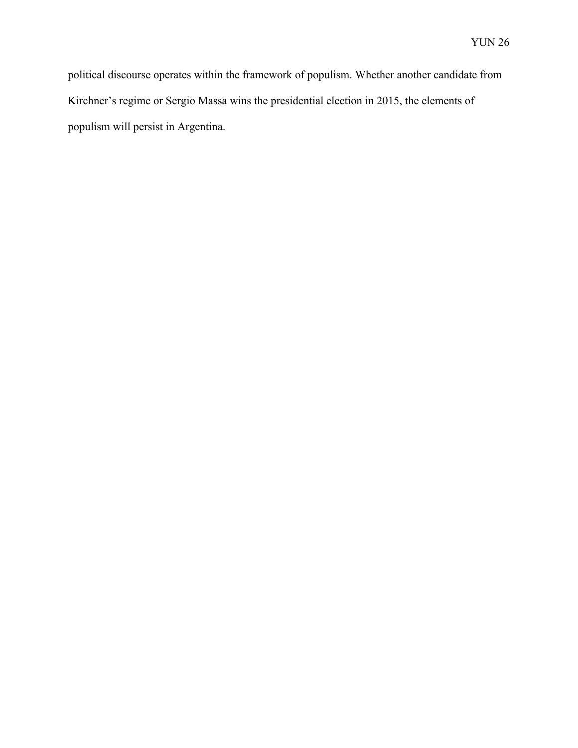political discourse operates within the framework of populism. Whether another candidate from Kirchner's regime or Sergio Massa wins the presidential election in 2015, the elements of populism will persist in Argentina.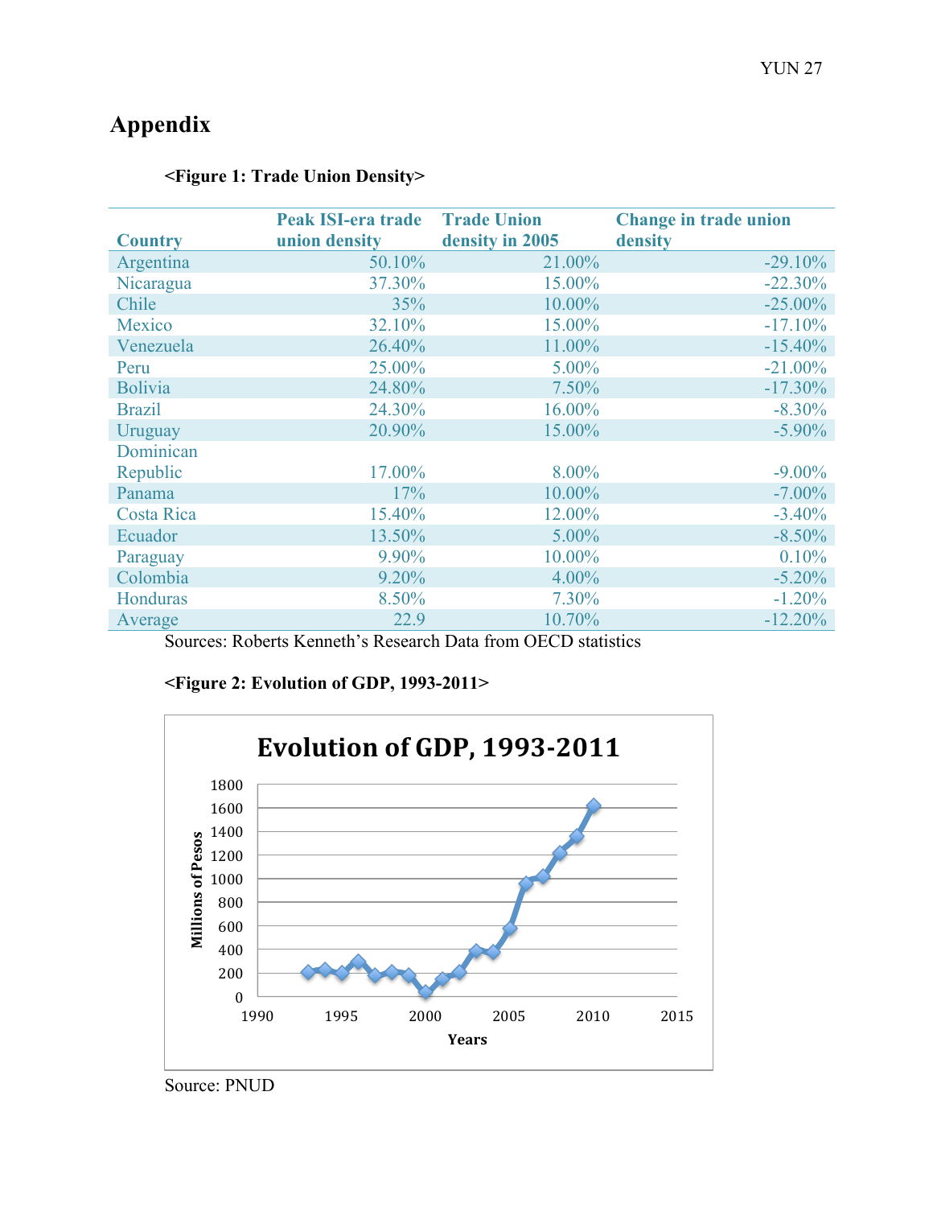# Appendix

**<Figure 1: Trade Union Density>**

| Country | Peak ISI-era trade union density | Trade Union density in 2005 | Change in trade union density |
|---|---|---|---|
| Argentina | 50.10% | 21.00% | -29.10% |
| Nicaragua | 37.30% | 15.00% | -22.30% |
| Chile | 35% | 10.00% | -25.00% |
| Mexico | 32.10% | 15.00% | -17.10% |
| Venezuela | 26.40% | 11.00% | -15.40% |
| Peru | 25.00% | 5.00% | -21.00% |
| Bolivia | 24.80% | 7.50% | -17.30% |
| Brazil | 24.30% | 16.00% | -8.30% |
| Uruguay | 20.90% | 15.00% | -5.90% |
| Dominican Republic | 17.00% | 8.00% | -9.00% |
| Panama | 17% | 10.00% | -7.00% |
| Costa Rica | 15.40% | 12.00% | -3.40% |
| Ecuador | 13.50% | 5.00% | -8.50% |
| Paraguay | 9.90% | 10.00% | 0.10% |
| Colombia | 9.20% | 4.00% | -5.20% |
| Honduras | 8.50% | 7.30% | -1.20% |
| Average | 22.9 | 10.70% | -12.20% |

Sources: Roberts Kenneth's Research Data from OECD statistics

**<Figure 2: Evolution of GDP, 1993-2011>**

Source: PNUD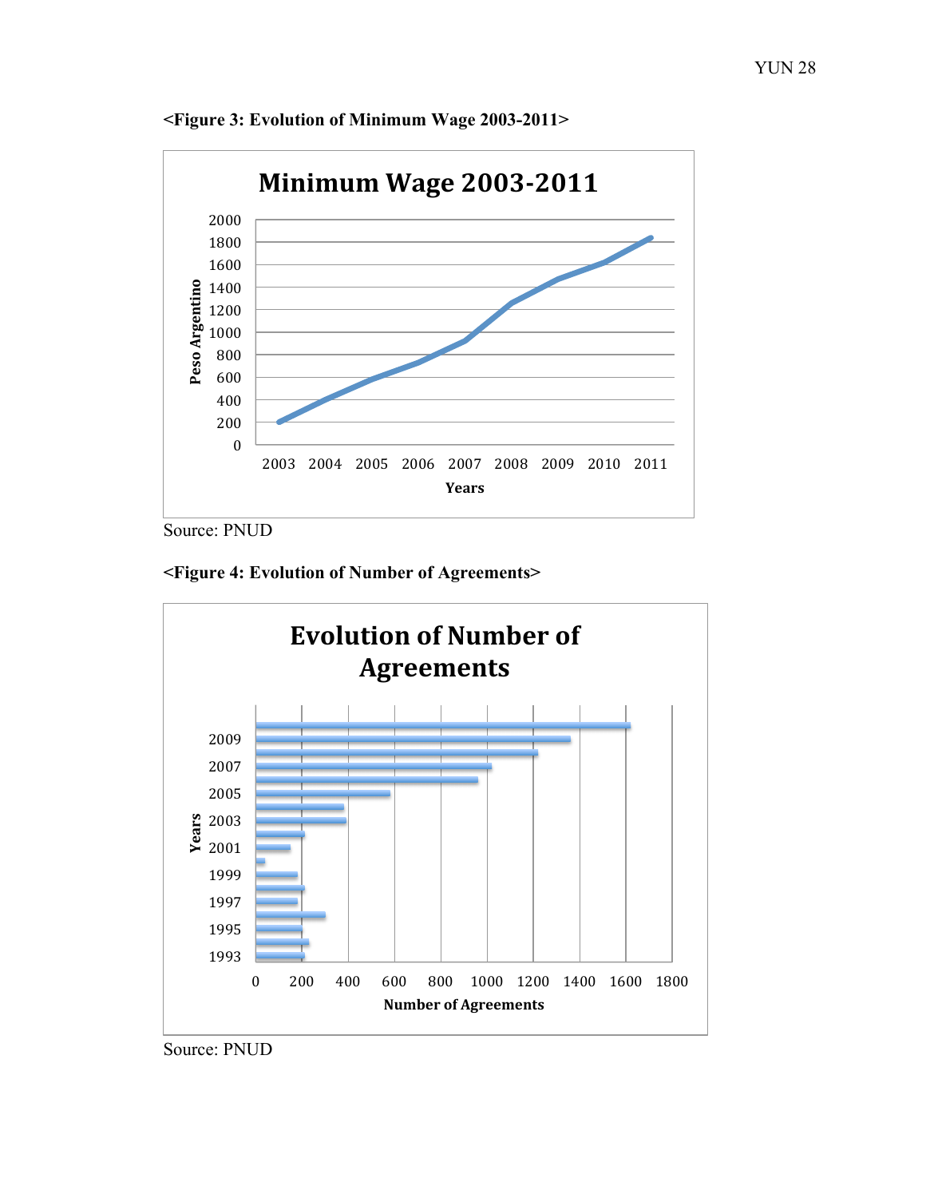**<Figure 3: Evolution of Minimum Wage 2003-2011>**

Source: PNUD

**<Figure 4: Evolution of Number of Agreements>**

Source: PNUD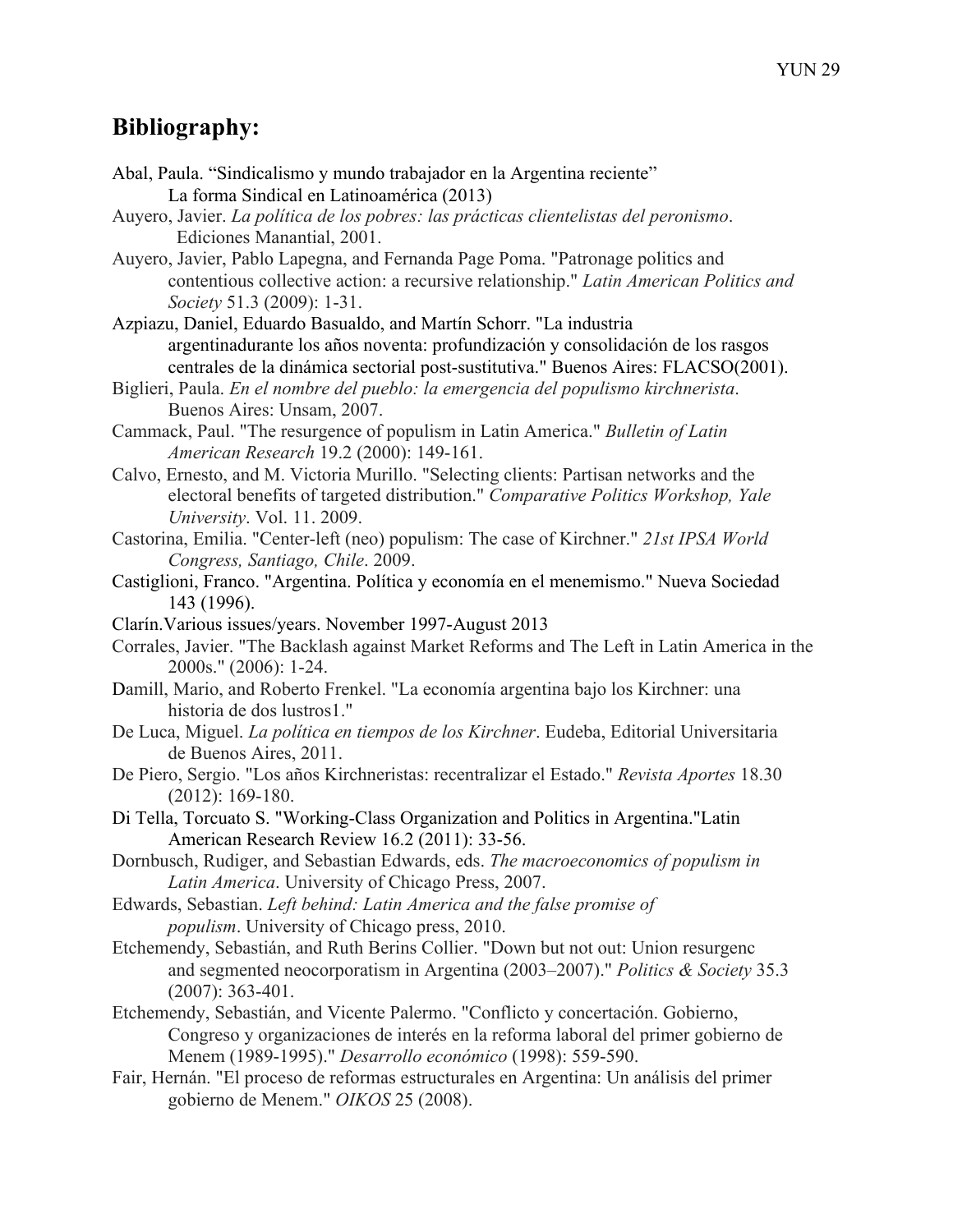## Bibliography:

Abal, Paula. "Sindicalismo y mundo trabajador en la Argentina reciente" La forma Sindical en Latinoamérica (2013)

Auyero, Javier. *La política de los pobres: las prácticas clientelistas del peronismo*. Ediciones Manantial, 2001.

Auyero, Javier, Pablo Lapegna, and Fernanda Page Poma. "Patronage politics and contentious collective action: a recursive relationship." *Latin American Politics and Society* 51.3 (2009): 1-31.

Azpiazu, Daniel, Eduardo Basualdo, and Martín Schorr. "La industria argentinadurante los años noventa: profundización y consolidación de los rasgos centrales de la dinámica sectorial post-sustitutiva." Buenos Aires: FLACSO(2001).

Biglieri, Paula. *En el nombre del pueblo: la emergencia del populismo kirchnerista*. Buenos Aires: Unsam, 2007.

Cammack, Paul. "The resurgence of populism in Latin America." *Bulletin of Latin American Research* 19.2 (2000): 149-161.

Calvo, Ernesto, and M. Victoria Murillo. "Selecting clients: Partisan networks and the electoral benefits of targeted distribution." *Comparative Politics Workshop, Yale University*. Vol. 11. 2009.

Castorina, Emilia. "Center-left (neo) populism: The case of Kirchner." *21st IPSA World Congress, Santiago, Chile*. 2009.

Castiglioni, Franco. "Argentina. Política y economía en el menemismo." Nueva Sociedad 143 (1996).

Clarín.Various issues/years. November 1997-August 2013

Corrales, Javier. "The Backlash against Market Reforms and The Left in Latin America in the 2000s." (2006): 1-24.

Damill, Mario, and Roberto Frenkel. "La economía argentina bajo los Kirchner: una historia de dos lustros1."

De Luca, Miguel. *La política en tiempos de los Kirchner*. Eudeba, Editorial Universitaria de Buenos Aires, 2011.

De Piero, Sergio. "Los años Kirchneristas: recentralizar el Estado." *Revista Aportes* 18.30 (2012): 169-180.

Di Tella, Torcuato S. "Working-Class Organization and Politics in Argentina."Latin American Research Review 16.2 (2011): 33-56.

Dornbusch, Rudiger, and Sebastian Edwards, eds. *The macroeconomics of populism in Latin America*. University of Chicago Press, 2007.

Edwards, Sebastian. *Left behind: Latin America and the false promise of populism*. University of Chicago press, 2010.

Etchemendy, Sebastián, and Ruth Berins Collier. "Down but not out: Union resurgenc and segmented neocorporatism in Argentina (2003–2007)." *Politics & Society* 35.3 (2007): 363-401.

Etchemendy, Sebastián, and Vicente Palermo. "Conflicto y concertación. Gobierno, Congreso y organizaciones de interés en la reforma laboral del primer gobierno de Menem (1989-1995)." *Desarrollo económico* (1998): 559-590.

Fair, Hernán. "El proceso de reformas estructurales en Argentina: Un análisis del primer gobierno de Menem." *OIKOS* 25 (2008).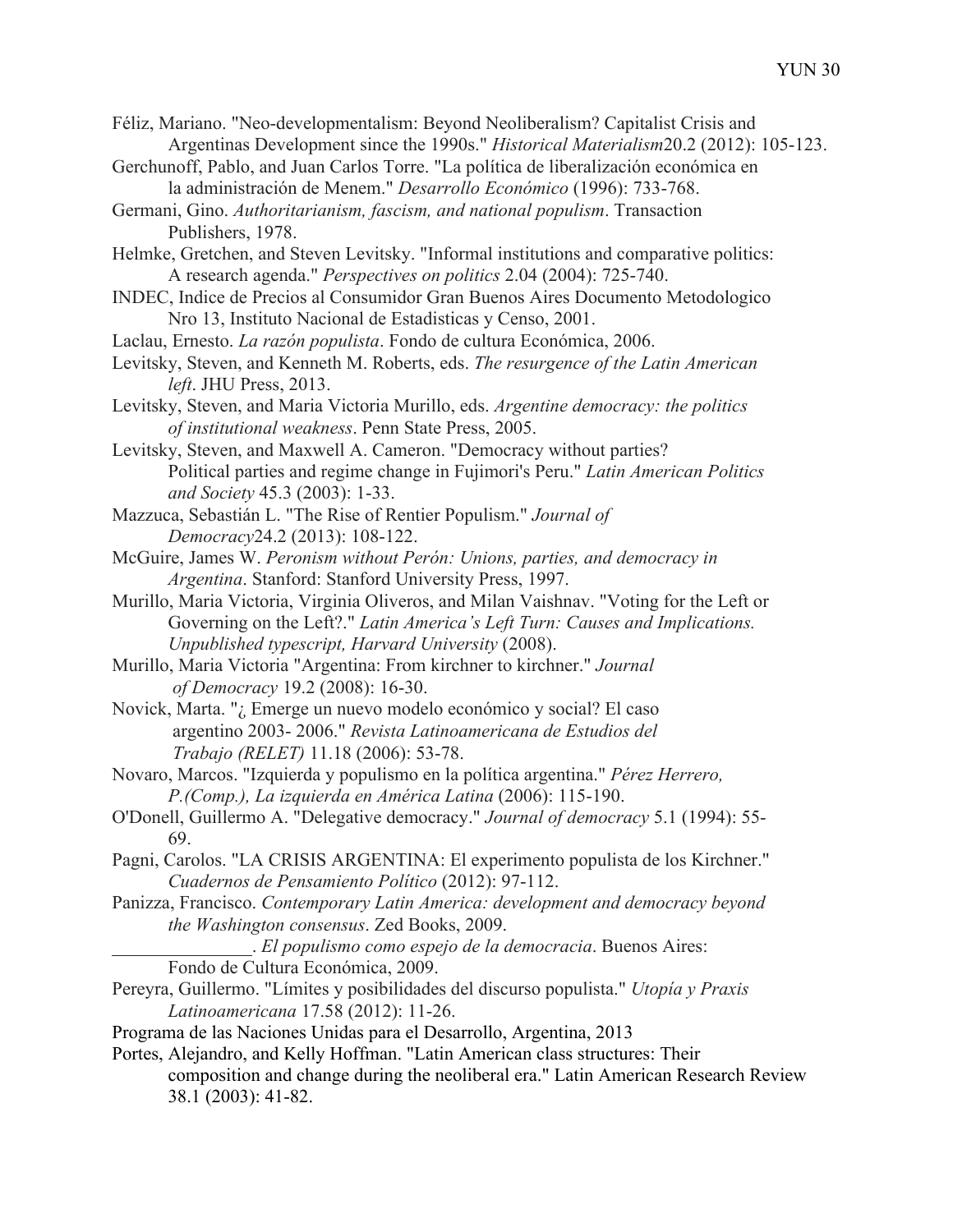Féliz, Mariano. "Neo-developmentalism: Beyond Neoliberalism? Capitalist Crisis and Argentinas Development since the 1990s." *Historical Materialism*20.2 (2012): 105-123.

Gerchunoff, Pablo, and Juan Carlos Torre. "La política de liberalización económica en la administración de Menem." *Desarrollo Económico* (1996): 733-768.

Germani, Gino. *Authoritarianism, fascism, and national populism*. Transaction Publishers, 1978.

Helmke, Gretchen, and Steven Levitsky. "Informal institutions and comparative politics: A research agenda." *Perspectives on politics* 2.04 (2004): 725-740.

INDEC, Indice de Precios al Consumidor Gran Buenos Aires Documento Metodologico Nro 13, Instituto Nacional de Estadisticas y Censo, 2001.

Laclau, Ernesto. *La razón populista*. Fondo de cultura Económica, 2006.

Levitsky, Steven, and Kenneth M. Roberts, eds. *The resurgence of the Latin American left*. JHU Press, 2013.

Levitsky, Steven, and Maria Victoria Murillo, eds. *Argentine democracy: the politics of institutional weakness*. Penn State Press, 2005.

Levitsky, Steven, and Maxwell A. Cameron. "Democracy without parties? Political parties and regime change in Fujimori's Peru." *Latin American Politics and Society* 45.3 (2003): 1-33.

Mazzuca, Sebastián L. "The Rise of Rentier Populism." *Journal of Democracy*24.2 (2013): 108-122.

McGuire, James W. *Peronism without Perón: Unions, parties, and democracy in Argentina*. Stanford: Stanford University Press, 1997.

Murillo, Maria Victoria, Virginia Oliveros, and Milan Vaishnav. "Voting for the Left or Governing on the Left?." *Latin America's Left Turn: Causes and Implications. Unpublished typescript, Harvard University* (2008).

Murillo, Maria Victoria "Argentina: From kirchner to kirchner." *Journal of Democracy* 19.2 (2008): 16-30.

Novick, Marta. "¿ Emerge un nuevo modelo económico y social? El caso argentino 2003- 2006." *Revista Latinoamericana de Estudios del Trabajo (RELET)* 11.18 (2006): 53-78.

Novaro, Marcos. "Izquierda y populismo en la política argentina." *Pérez Herrero, P.(Comp.), La izquierda en América Latina* (2006): 115-190.

O'Donell, Guillermo A. "Delegative democracy." *Journal of democracy* 5.1 (1994): 55-69.

Pagni, Carolos. "LA CRISIS ARGENTINA: El experimento populista de los Kirchner." *Cuadernos de Pensamiento Político* (2012): 97-112.

Panizza, Francisco. *Contemporary Latin America: development and democracy beyond the Washington consensus*. Zed Books, 2009.

_______________. *El populismo como espejo de la democracia*. Buenos Aires: Fondo de Cultura Económica, 2009.

Pereyra, Guillermo. "Límites y posibilidades del discurso populista." *Utopía y Praxis Latinoamericana* 17.58 (2012): 11-26.

Programa de las Naciones Unidas para el Desarrollo, Argentina, 2013

Portes, Alejandro, and Kelly Hoffman. "Latin American class structures: Their composition and change during the neoliberal era." Latin American Research Review 38.1 (2003): 41-82.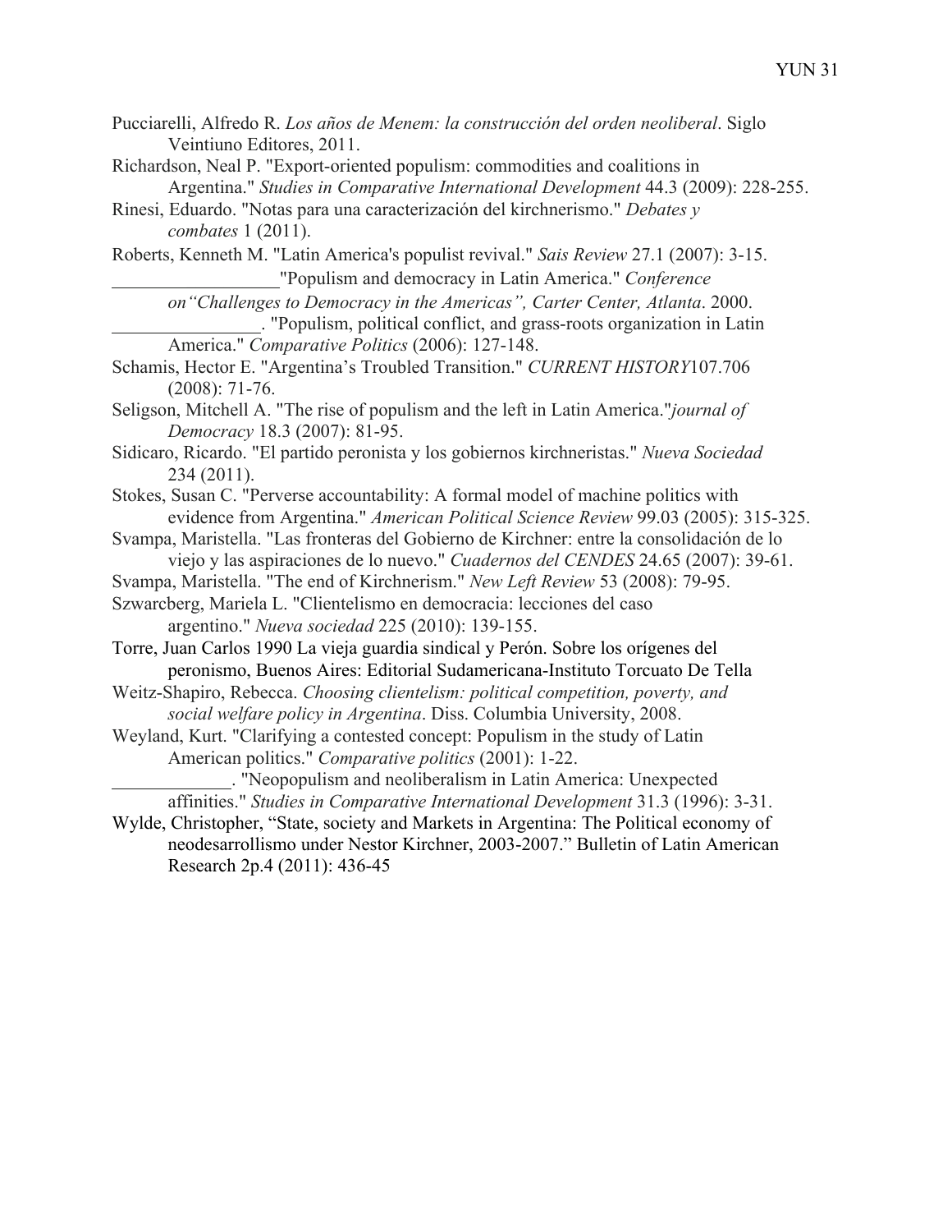Pucciarelli, Alfredo R. *Los años de Menem: la construcción del orden neoliberal*. Siglo Veintiuno Editores, 2011.

Richardson, Neal P. "Export-oriented populism: commodities and coalitions in Argentina." *Studies in Comparative International Development* 44.3 (2009): 228-255.

Rinesi, Eduardo. "Notas para una caracterización del kirchnerismo." *Debates y combates* 1 (2011).

Roberts, Kenneth M. "Latin America's populist revival." *Sais Review* 27.1 (2007): 3-15.

__________________"Populism and democracy in Latin America." *Conference on"Challenges to Democracy in the Americas", Carter Center, Atlanta*. 2000.

________________. "Populism, political conflict, and grass-roots organization in Latin America." *Comparative Politics* (2006): 127-148.

Schamis, Hector E. "Argentina's Troubled Transition." *CURRENT HISTORY*107.706 (2008): 71-76.

Seligson, Mitchell A. "The rise of populism and the left in Latin America."*journal of Democracy* 18.3 (2007): 81-95.

Sidicaro, Ricardo. "El partido peronista y los gobiernos kirchneristas." *Nueva Sociedad* 234 (2011).

Stokes, Susan C. "Perverse accountability: A formal model of machine politics with evidence from Argentina." *American Political Science Review* 99.03 (2005): 315-325.

Svampa, Maristella. "Las fronteras del Gobierno de Kirchner: entre la consolidación de lo viejo y las aspiraciones de lo nuevo." *Cuadernos del CENDES* 24.65 (2007): 39-61.

Svampa, Maristella. "The end of Kirchnerism." *New Left Review* 53 (2008): 79-95.

Szwarcberg, Mariela L. "Clientelismo en democracia: lecciones del caso argentino." *Nueva sociedad* 225 (2010): 139-155.

Torre, Juan Carlos 1990 La vieja guardia sindical y Perón. Sobre los orígenes del peronismo, Buenos Aires: Editorial Sudamericana-Instituto Torcuato De Tella

Weitz-Shapiro, Rebecca. *Choosing clientelism: political competition, poverty, and social welfare policy in Argentina*. Diss. Columbia University, 2008.

Weyland, Kurt. "Clarifying a contested concept: Populism in the study of Latin American politics." *Comparative politics* (2001): 1-22.

_____________. "Neopopulism and neoliberalism in Latin America: Unexpected affinities." *Studies in Comparative International Development* 31.3 (1996): 3-31.

Wylde, Christopher, "State, society and Markets in Argentina: The Political economy of neodesarrollismo under Nestor Kirchner, 2003-2007." Bulletin of Latin American Research 2p.4 (2011): 436-45